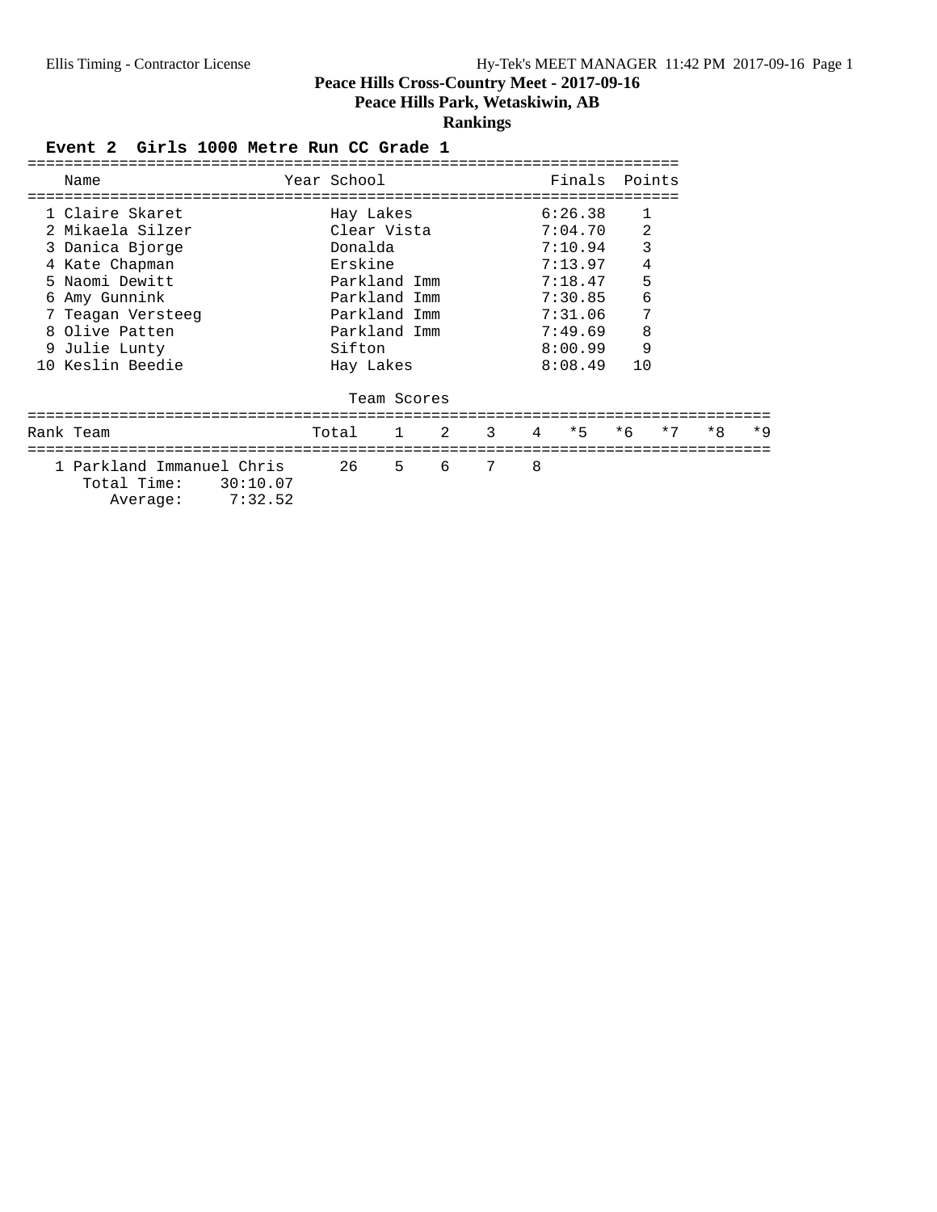# Peace Hills Cross-Country Meet - 2017-09-16

## Peace Hills Park, Wetaskiwin, AB

## Rankings

### Event 2 Girls 1000 Metre Run CC Grade 1

| | Name | Year | School | Finals | Points |
|---|---|---|---|---|---|
| 1 | Claire Skaret | | Hay Lakes | 6:26.38 | 1 |
| 2 | Mikaela Silzer | | Clear Vista | 7:04.70 | 2 |
| 3 | Danica Bjorge | | Donalda | 7:10.94 | 3 |
| 4 | Kate Chapman | | Erskine | 7:13.97 | 4 |
| 5 | Naomi Dewitt | | Parkland Imm | 7:18.47 | 5 |
| 6 | Amy Gunnink | | Parkland Imm | 7:30.85 | 6 |
| 7 | Teagan Versteeg | | Parkland Imm | 7:31.06 | 7 |
| 8 | Olive Patten | | Parkland Imm | 7:49.69 | 8 |
| 9 | Julie Lunty | | Sifton | 8:00.99 | 9 |
| 10 | Keslin Beedie | | Hay Lakes | 8:08.49 | 10 |

Team Scores

| Rank | Team | Total | 1 | 2 | 3 | 4 | *5 | *6 | *7 | *8 | *9 |
|---|---|---|---|---|---|---|---|---|---|---|---|
| 1 | Parkland Immanuel Chris | 26 | 5 | 6 | 7 | 8 | | | | | |

Total Time: 30:10.07
Average: 7:32.52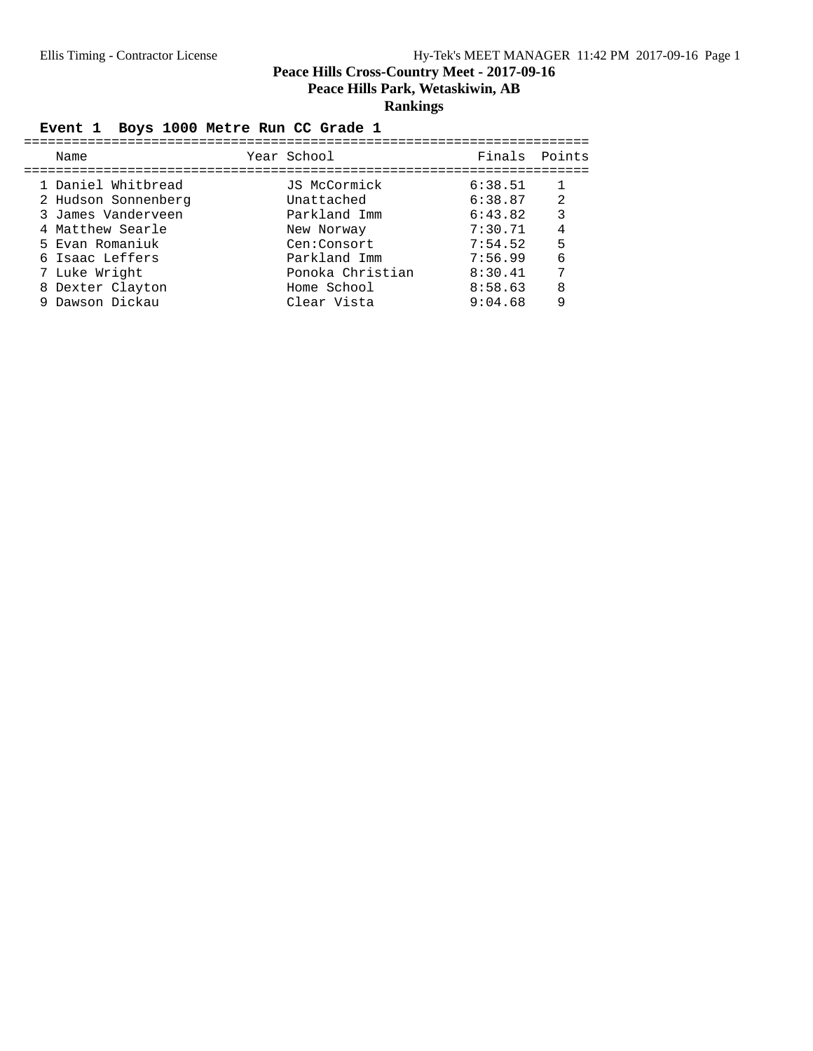# Peace Hills Cross-Country Meet - 2017-09-16

## Peace Hills Park, Wetaskiwin, AB

## Rankings

### Event 1 Boys 1000 Metre Run CC Grade 1

| | Name | Year | School | Finals | Points |
|---|---|---|---|---|---|
| 1 | Daniel Whitbread | | JS McCormick | 6:38.51 | 1 |
| 2 | Hudson Sonnenberg | | Unattached | 6:38.87 | 2 |
| 3 | James Vanderveen | | Parkland Imm | 6:43.82 | 3 |
| 4 | Matthew Searle | | New Norway | 7:30.71 | 4 |
| 5 | Evan Romaniuk | | Cen:Consort | 7:54.52 | 5 |
| 6 | Isaac Leffers | | Parkland Imm | 7:56.99 | 6 |
| 7 | Luke Wright | | Ponoka Christian | 8:30.41 | 7 |
| 8 | Dexter Clayton | | Home School | 8:58.63 | 8 |
| 9 | Dawson Dickau | | Clear Vista | 9:04.68 | 9 |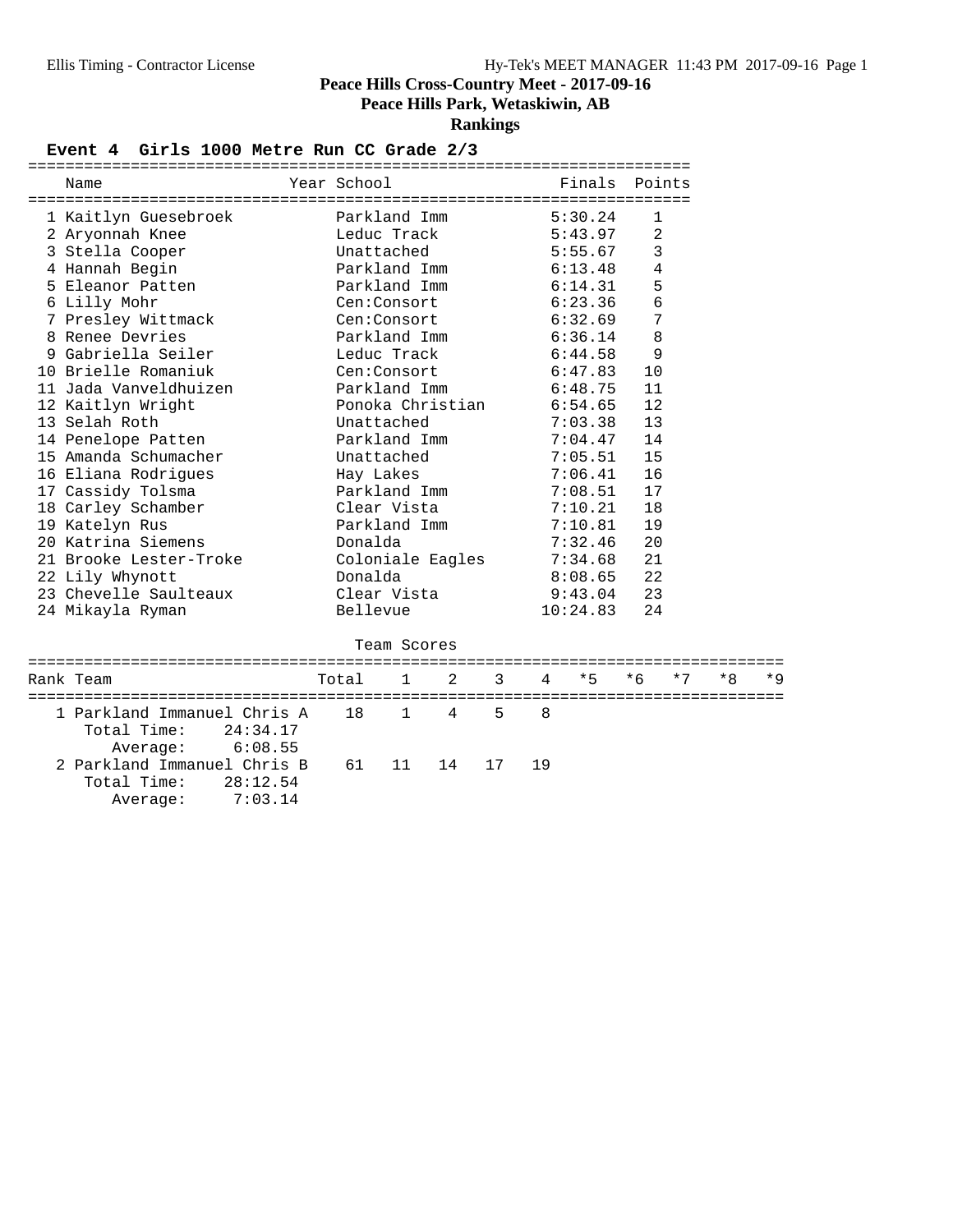# Peace Hills Cross-Country Meet - 2017-09-16

## Peace Hills Park, Wetaskiwin, AB

## Rankings

### Event 4 Girls 1000 Metre Run CC Grade 2/3

| | Name | Year | School | Finals | Points |
|---|---|---|---|---|---|
| 1 | Kaitlyn Guesebroek | | Parkland Imm | 5:30.24 | 1 |
| 2 | Aryonnah Knee | | Leduc Track | 5:43.97 | 2 |
| 3 | Stella Cooper | | Unattached | 5:55.67 | 3 |
| 4 | Hannah Begin | | Parkland Imm | 6:13.48 | 4 |
| 5 | Eleanor Patten | | Parkland Imm | 6:14.31 | 5 |
| 6 | Lilly Mohr | | Cen:Consort | 6:23.36 | 6 |
| 7 | Presley Wittmack | | Cen:Consort | 6:32.69 | 7 |
| 8 | Renee Devries | | Parkland Imm | 6:36.14 | 8 |
| 9 | Gabriella Seiler | | Leduc Track | 6:44.58 | 9 |
| 10 | Brielle Romaniuk | | Cen:Consort | 6:47.83 | 10 |
| 11 | Jada Vanveldhuizen | | Parkland Imm | 6:48.75 | 11 |
| 12 | Kaitlyn Wright | | Ponoka Christian | 6:54.65 | 12 |
| 13 | Selah Roth | | Unattached | 7:03.38 | 13 |
| 14 | Penelope Patten | | Parkland Imm | 7:04.47 | 14 |
| 15 | Amanda Schumacher | | Unattached | 7:05.51 | 15 |
| 16 | Eliana Rodrigues | | Hay Lakes | 7:06.41 | 16 |
| 17 | Cassidy Tolsma | | Parkland Imm | 7:08.51 | 17 |
| 18 | Carley Schamber | | Clear Vista | 7:10.21 | 18 |
| 19 | Katelyn Rus | | Parkland Imm | 7:10.81 | 19 |
| 20 | Katrina Siemens | | Donalda | 7:32.46 | 20 |
| 21 | Brooke Lester-Troke | | Coloniale Eagles | 7:34.68 | 21 |
| 22 | Lily Whynott | | Donalda | 8:08.65 | 22 |
| 23 | Chevelle Saulteaux | | Clear Vista | 9:43.04 | 23 |
| 24 | Mikayla Ryman | | Bellevue | 10:24.83 | 24 |

#### Team Scores

| Rank | Team | Total | 1 | 2 | 3 | 4 | *5 | *6 | *7 | *8 | *9 |
|---|---|---|---|---|---|---|---|---|---|---|---|
| 1 | Parkland Immanuel Chris A | 18 | 1 | 4 | 5 | 8 | | | | | |
| | Total Time: 24:34.17 | | | | | | | | | | |
| | Average: 6:08.55 | | | | | | | | | | |
| 2 | Parkland Immanuel Chris B | 61 | 11 | 14 | 17 | 19 | | | | | |
| | Total Time: 28:12.54 | | | | | | | | | | |
| | Average: 7:03.14 | | | | | | | | | | |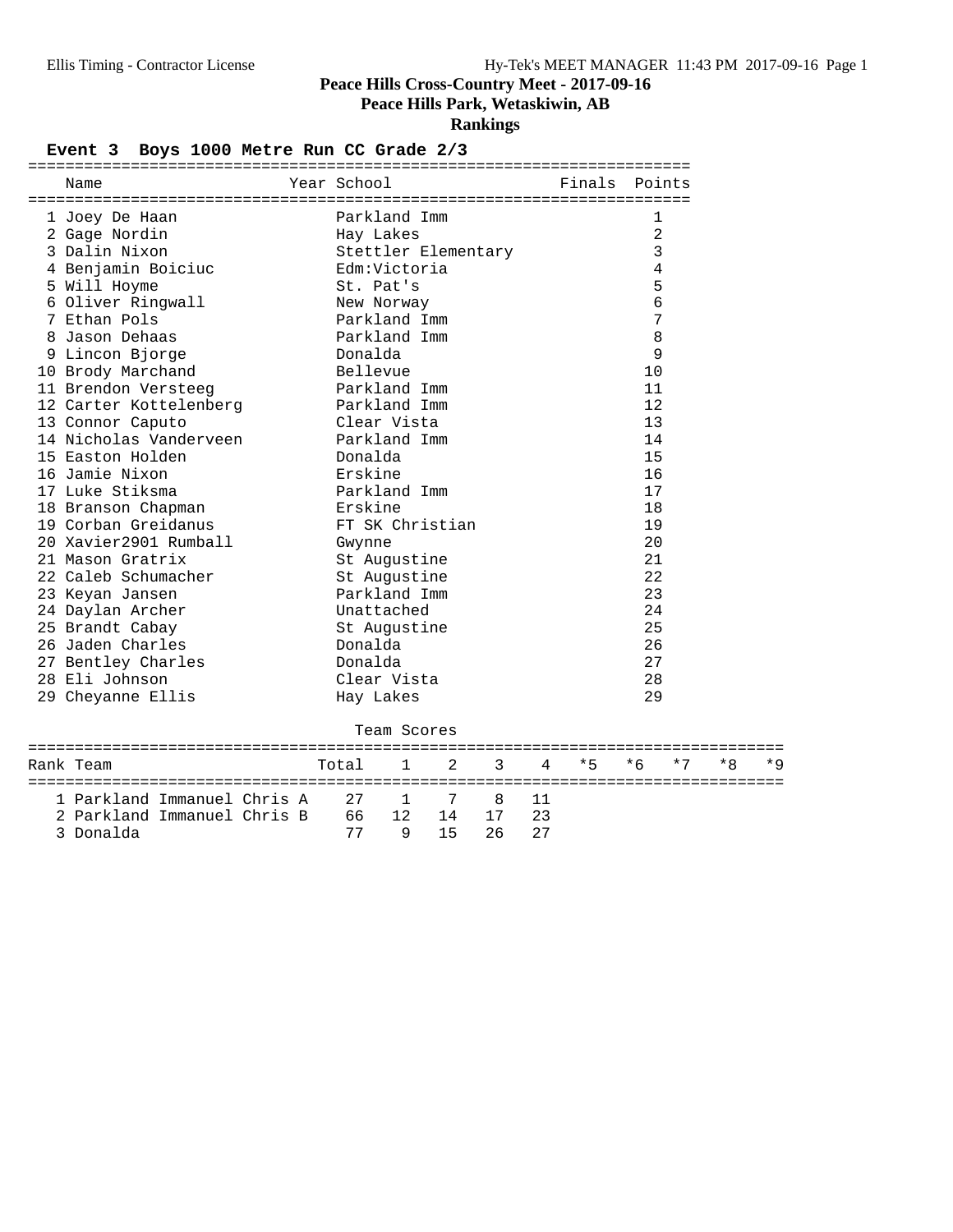# Peace Hills Cross-Country Meet - 2017-09-16

## Peace Hills Park, Wetaskiwin, AB

## Rankings

### Event 3 Boys 1000 Metre Run CC Grade 2/3

| | Name | Year | School | Finals | Points |
|---|---|---|---|---|---|
| 1 | Joey De Haan | | Parkland Imm | | 1 |
| 2 | Gage Nordin | | Hay Lakes | | 2 |
| 3 | Dalin Nixon | | Stettler Elementary | | 3 |
| 4 | Benjamin Boiciuc | | Edm:Victoria | | 4 |
| 5 | Will Hoyme | | St. Pat's | | 5 |
| 6 | Oliver Ringwall | | New Norway | | 6 |
| 7 | Ethan Pols | | Parkland Imm | | 7 |
| 8 | Jason Dehaas | | Parkland Imm | | 8 |
| 9 | Lincon Bjorge | | Donalda | | 9 |
| 10 | Brody Marchand | | Bellevue | | 10 |
| 11 | Brendon Versteeg | | Parkland Imm | | 11 |
| 12 | Carter Kottelenberg | | Parkland Imm | | 12 |
| 13 | Connor Caputo | | Clear Vista | | 13 |
| 14 | Nicholas Vanderveen | | Parkland Imm | | 14 |
| 15 | Easton Holden | | Donalda | | 15 |
| 16 | Jamie Nixon | | Erskine | | 16 |
| 17 | Luke Stiksma | | Parkland Imm | | 17 |
| 18 | Branson Chapman | | Erskine | | 18 |
| 19 | Corban Greidanus | | FT SK Christian | | 19 |
| 20 | Xavier2901 Rumball | | Gwynne | | 20 |
| 21 | Mason Gratrix | | St Augustine | | 21 |
| 22 | Caleb Schumacher | | St Augustine | | 22 |
| 23 | Keyan Jansen | | Parkland Imm | | 23 |
| 24 | Daylan Archer | | Unattached | | 24 |
| 25 | Brandt Cabay | | St Augustine | | 25 |
| 26 | Jaden Charles | | Donalda | | 26 |
| 27 | Bentley Charles | | Donalda | | 27 |
| 28 | Eli Johnson | | Clear Vista | | 28 |
| 29 | Cheyanne Ellis | | Hay Lakes | | 29 |

Team Scores

| Rank | Team | Total | 1 | 2 | 3 | 4 | *5 | *6 | *7 | *8 | *9 |
|---|---|---|---|---|---|---|---|---|---|---|---|
| 1 | Parkland Immanuel Chris A | 27 | 1 | 7 | 8 | 11 | | | | | |
| 2 | Parkland Immanuel Chris B | 66 | 12 | 14 | 17 | 23 | | | | | |
| 3 | Donalda | 77 | 9 | 15 | 26 | 27 | | | | | |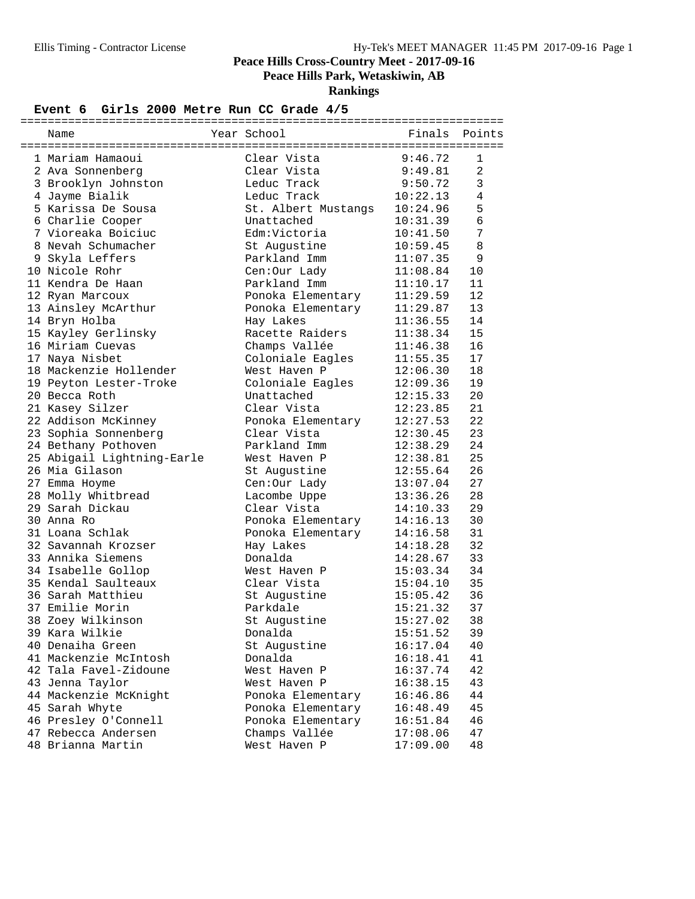# Peace Hills Cross-Country Meet - 2017-09-16

## Peace Hills Park, Wetaskiwin, AB

### Rankings

**Event 6 Girls 2000 Metre Run CC Grade 4/5**

| | Name | Year | School | Finals | Points |
|---|---|---|---|---|---|
| 1 | Mariam Hamaoui | | Clear Vista | 9:46.72 | 1 |
| 2 | Ava Sonnenberg | | Clear Vista | 9:49.81 | 2 |
| 3 | Brooklyn Johnston | | Leduc Track | 9:50.72 | 3 |
| 4 | Jayme Bialik | | Leduc Track | 10:22.13 | 4 |
| 5 | Karissa De Sousa | | St. Albert Mustangs | 10:24.96 | 5 |
| 6 | Charlie Cooper | | Unattached | 10:31.39 | 6 |
| 7 | Vioreaka Boiciuc | | Edm:Victoria | 10:41.50 | 7 |
| 8 | Nevah Schumacher | | St Augustine | 10:59.45 | 8 |
| 9 | Skyla Leffers | | Parkland Imm | 11:07.35 | 9 |
| 10 | Nicole Rohr | | Cen:Our Lady | 11:08.84 | 10 |
| 11 | Kendra De Haan | | Parkland Imm | 11:10.17 | 11 |
| 12 | Ryan Marcoux | | Ponoka Elementary | 11:29.59 | 12 |
| 13 | Ainsley McArthur | | Ponoka Elementary | 11:29.87 | 13 |
| 14 | Bryn Holba | | Hay Lakes | 11:36.55 | 14 |
| 15 | Kayley Gerlinsky | | Racette Raiders | 11:38.34 | 15 |
| 16 | Miriam Cuevas | | Champs Vallée | 11:46.38 | 16 |
| 17 | Naya Nisbet | | Coloniale Eagles | 11:55.35 | 17 |
| 18 | Mackenzie Hollender | | West Haven P | 12:06.30 | 18 |
| 19 | Peyton Lester-Troke | | Coloniale Eagles | 12:09.36 | 19 |
| 20 | Becca Roth | | Unattached | 12:15.33 | 20 |
| 21 | Kasey Silzer | | Clear Vista | 12:23.85 | 21 |
| 22 | Addison McKinney | | Ponoka Elementary | 12:27.53 | 22 |
| 23 | Sophia Sonnenberg | | Clear Vista | 12:30.45 | 23 |
| 24 | Bethany Pothoven | | Parkland Imm | 12:38.29 | 24 |
| 25 | Abigail Lightning-Earle | | West Haven P | 12:38.81 | 25 |
| 26 | Mia Gilason | | St Augustine | 12:55.64 | 26 |
| 27 | Emma Hoyme | | Cen:Our Lady | 13:07.04 | 27 |
| 28 | Molly Whitbread | | Lacombe Uppe | 13:36.26 | 28 |
| 29 | Sarah Dickau | | Clear Vista | 14:10.33 | 29 |
| 30 | Anna Ro | | Ponoka Elementary | 14:16.13 | 30 |
| 31 | Loana Schlak | | Ponoka Elementary | 14:16.58 | 31 |
| 32 | Savannah Krozser | | Hay Lakes | 14:18.28 | 32 |
| 33 | Annika Siemens | | Donalda | 14:28.67 | 33 |
| 34 | Isabelle Gollop | | West Haven P | 15:03.34 | 34 |
| 35 | Kendal Saulteaux | | Clear Vista | 15:04.10 | 35 |
| 36 | Sarah Matthieu | | St Augustine | 15:05.42 | 36 |
| 37 | Emilie Morin | | Parkdale | 15:21.32 | 37 |
| 38 | Zoey Wilkinson | | St Augustine | 15:27.02 | 38 |
| 39 | Kara Wilkie | | Donalda | 15:51.52 | 39 |
| 40 | Denaiha Green | | St Augustine | 16:17.04 | 40 |
| 41 | Mackenzie McIntosh | | Donalda | 16:18.41 | 41 |
| 42 | Tala Favel-Zidoune | | West Haven P | 16:37.74 | 42 |
| 43 | Jenna Taylor | | West Haven P | 16:38.15 | 43 |
| 44 | Mackenzie McKnight | | Ponoka Elementary | 16:46.86 | 44 |
| 45 | Sarah Whyte | | Ponoka Elementary | 16:48.49 | 45 |
| 46 | Presley O'Connell | | Ponoka Elementary | 16:51.84 | 46 |
| 47 | Rebecca Andersen | | Champs Vallée | 17:08.06 | 47 |
| 48 | Brianna Martin | | West Haven P | 17:09.00 | 48 |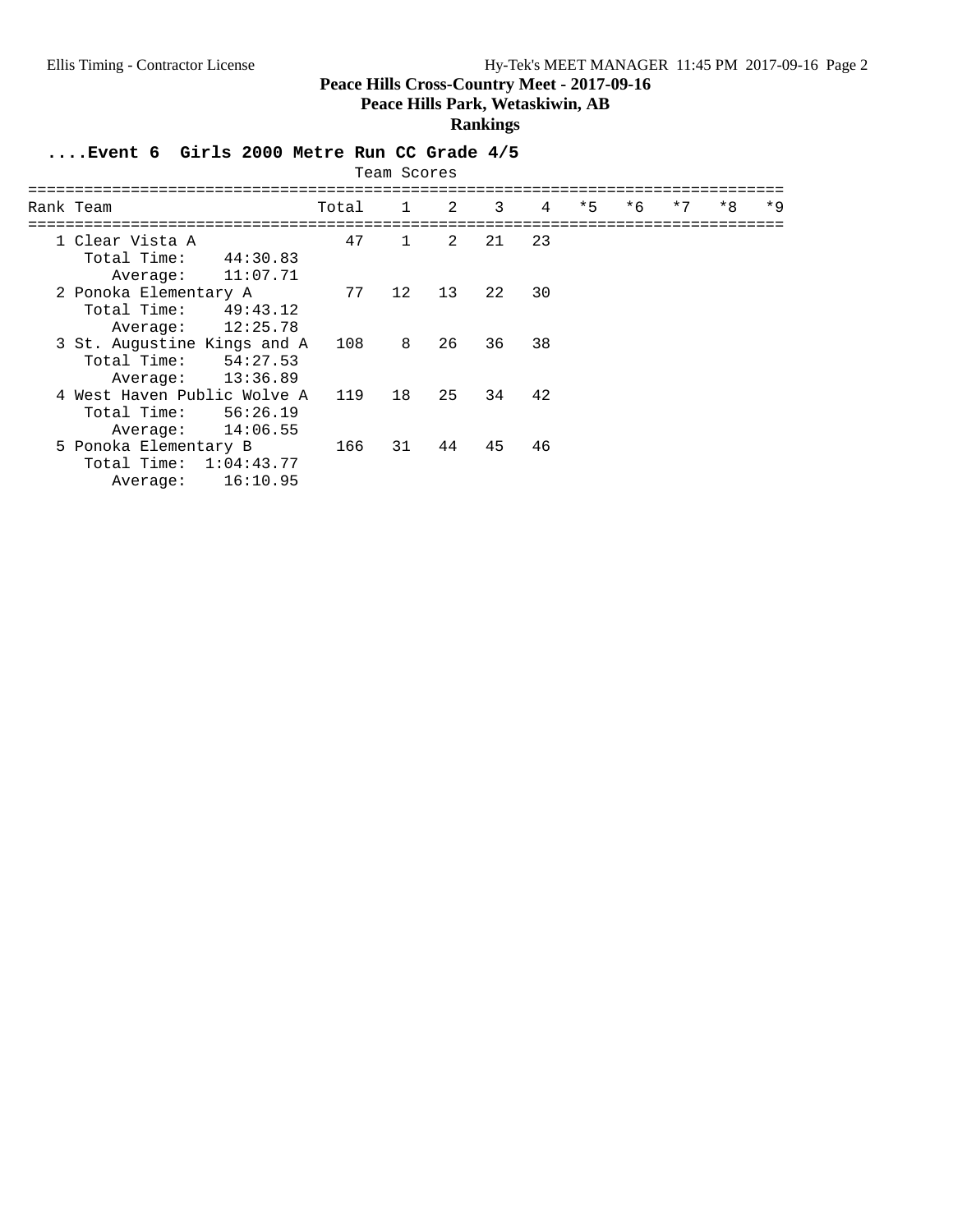# Peace Hills Cross-Country Meet - 2017-09-16

## Peace Hills Park, Wetaskiwin, AB

### Rankings

**....Event 6 Girls 2000 Metre Run CC Grade 4/5**

Team Scores

| Rank | Team | Total | 1 | 2 | 3 | 4 | *5 | *6 | *7 | *8 | *9 |
|---|---|---|---|---|---|---|---|---|---|---|---|
| 1 | Clear Vista A | 47 | 1 | 2 | 21 | 23 | | | | | |
| | Total Time: 44:30.83 | | | | | | | | | | |
| | Average: 11:07.71 | | | | | | | | | | |
| 2 | Ponoka Elementary A | 77 | 12 | 13 | 22 | 30 | | | | | |
| | Total Time: 49:43.12 | | | | | | | | | | |
| | Average: 12:25.78 | | | | | | | | | | |
| 3 | St. Augustine Kings and A | 108 | 8 | 26 | 36 | 38 | | | | | |
| | Total Time: 54:27.53 | | | | | | | | | | |
| | Average: 13:36.89 | | | | | | | | | | |
| 4 | West Haven Public Wolve A | 119 | 18 | 25 | 34 | 42 | | | | | |
| | Total Time: 56:26.19 | | | | | | | | | | |
| | Average: 14:06.55 | | | | | | | | | | |
| 5 | Ponoka Elementary B | 166 | 31 | 44 | 45 | 46 | | | | | |
| | Total Time: 1:04:43.77 | | | | | | | | | | |
| | Average: 16:10.95 | | | | | | | | | | |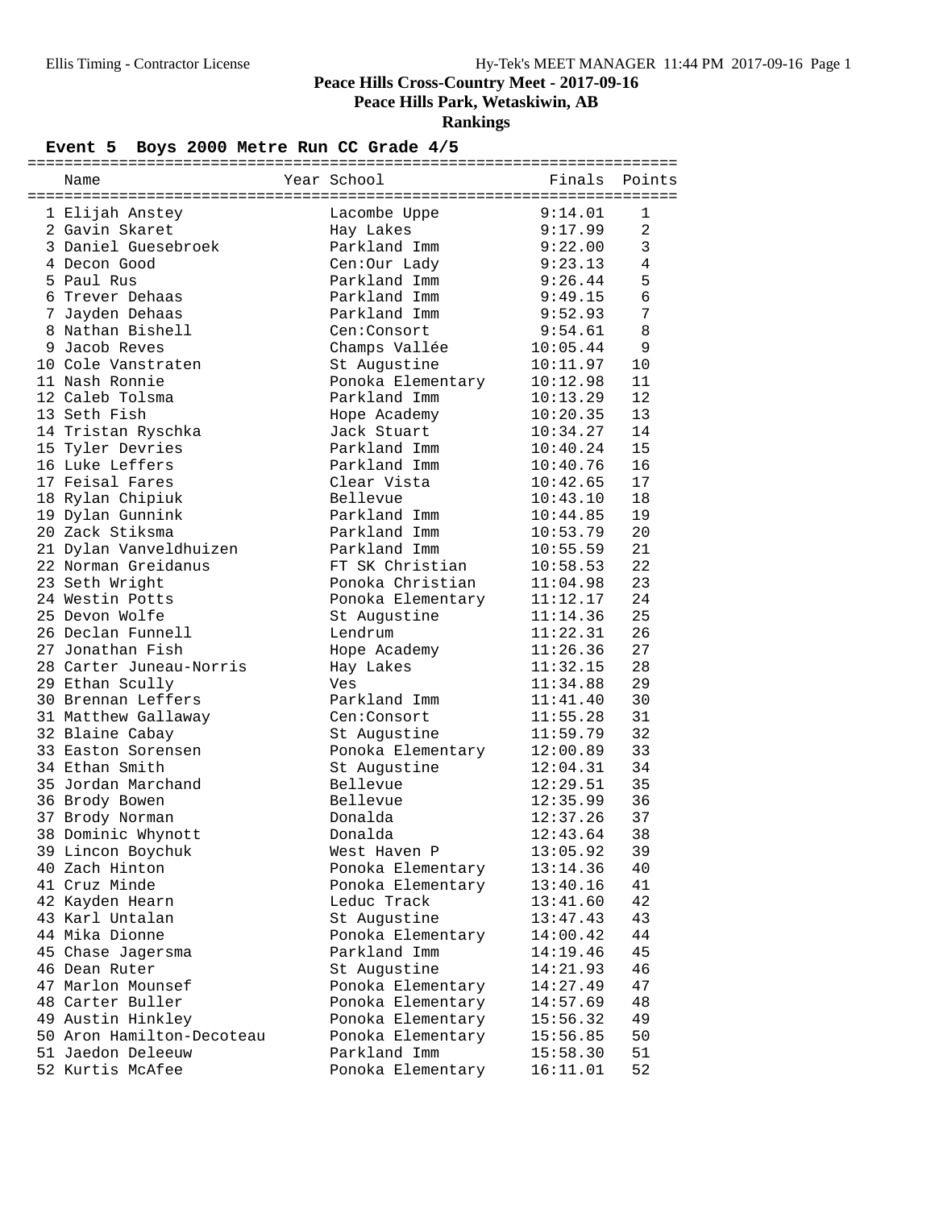# Peace Hills Cross-Country Meet - 2017-09-16

## Peace Hills Park, Wetaskiwin, AB

### Rankings

**Event 5 Boys 2000 Metre Run CC Grade 4/5**

| | Name | Year | School | Finals | Points |
|---|---|---|---|---|---|
| 1 | Elijah Anstey | | Lacombe Uppe | 9:14.01 | 1 |
| 2 | Gavin Skaret | | Hay Lakes | 9:17.99 | 2 |
| 3 | Daniel Guesebroek | | Parkland Imm | 9:22.00 | 3 |
| 4 | Decon Good | | Cen:Our Lady | 9:23.13 | 4 |
| 5 | Paul Rus | | Parkland Imm | 9:26.44 | 5 |
| 6 | Trever Dehaas | | Parkland Imm | 9:49.15 | 6 |
| 7 | Jayden Dehaas | | Parkland Imm | 9:52.93 | 7 |
| 8 | Nathan Bishell | | Cen:Consort | 9:54.61 | 8 |
| 9 | Jacob Reves | | Champs Vallée | 10:05.44 | 9 |
| 10 | Cole Vanstraten | | St Augustine | 10:11.97 | 10 |
| 11 | Nash Ronnie | | Ponoka Elementary | 10:12.98 | 11 |
| 12 | Caleb Tolsma | | Parkland Imm | 10:13.29 | 12 |
| 13 | Seth Fish | | Hope Academy | 10:20.35 | 13 |
| 14 | Tristan Ryschka | | Jack Stuart | 10:34.27 | 14 |
| 15 | Tyler Devries | | Parkland Imm | 10:40.24 | 15 |
| 16 | Luke Leffers | | Parkland Imm | 10:40.76 | 16 |
| 17 | Feisal Fares | | Clear Vista | 10:42.65 | 17 |
| 18 | Rylan Chipiuk | | Bellevue | 10:43.10 | 18 |
| 19 | Dylan Gunnink | | Parkland Imm | 10:44.85 | 19 |
| 20 | Zack Stiksma | | Parkland Imm | 10:53.79 | 20 |
| 21 | Dylan Vanveldhuizen | | Parkland Imm | 10:55.59 | 21 |
| 22 | Norman Greidanus | | FT SK Christian | 10:58.53 | 22 |
| 23 | Seth Wright | | Ponoka Christian | 11:04.98 | 23 |
| 24 | Westin Potts | | Ponoka Elementary | 11:12.17 | 24 |
| 25 | Devon Wolfe | | St Augustine | 11:14.36 | 25 |
| 26 | Declan Funnell | | Lendrum | 11:22.31 | 26 |
| 27 | Jonathan Fish | | Hope Academy | 11:26.36 | 27 |
| 28 | Carter Juneau-Norris | | Hay Lakes | 11:32.15 | 28 |
| 29 | Ethan Scully | | Ves | 11:34.88 | 29 |
| 30 | Brennan Leffers | | Parkland Imm | 11:41.40 | 30 |
| 31 | Matthew Gallaway | | Cen:Consort | 11:55.28 | 31 |
| 32 | Blaine Cabay | | St Augustine | 11:59.79 | 32 |
| 33 | Easton Sorensen | | Ponoka Elementary | 12:00.89 | 33 |
| 34 | Ethan Smith | | St Augustine | 12:04.31 | 34 |
| 35 | Jordan Marchand | | Bellevue | 12:29.51 | 35 |
| 36 | Brody Bowen | | Bellevue | 12:35.99 | 36 |
| 37 | Brody Norman | | Donalda | 12:37.26 | 37 |
| 38 | Dominic Whynott | | Donalda | 12:43.64 | 38 |
| 39 | Lincon Boychuk | | West Haven P | 13:05.92 | 39 |
| 40 | Zach Hinton | | Ponoka Elementary | 13:14.36 | 40 |
| 41 | Cruz Minde | | Ponoka Elementary | 13:40.16 | 41 |
| 42 | Kayden Hearn | | Leduc Track | 13:41.60 | 42 |
| 43 | Karl Untalan | | St Augustine | 13:47.43 | 43 |
| 44 | Mika Dionne | | Ponoka Elementary | 14:00.42 | 44 |
| 45 | Chase Jagersma | | Parkland Imm | 14:19.46 | 45 |
| 46 | Dean Ruter | | St Augustine | 14:21.93 | 46 |
| 47 | Marlon Mounsef | | Ponoka Elementary | 14:27.49 | 47 |
| 48 | Carter Buller | | Ponoka Elementary | 14:57.69 | 48 |
| 49 | Austin Hinkley | | Ponoka Elementary | 15:56.32 | 49 |
| 50 | Aron Hamilton-Decoteau | | Ponoka Elementary | 15:56.85 | 50 |
| 51 | Jaedon Deleeuw | | Parkland Imm | 15:58.30 | 51 |
| 52 | Kurtis McAfee | | Ponoka Elementary | 16:11.01 | 52 |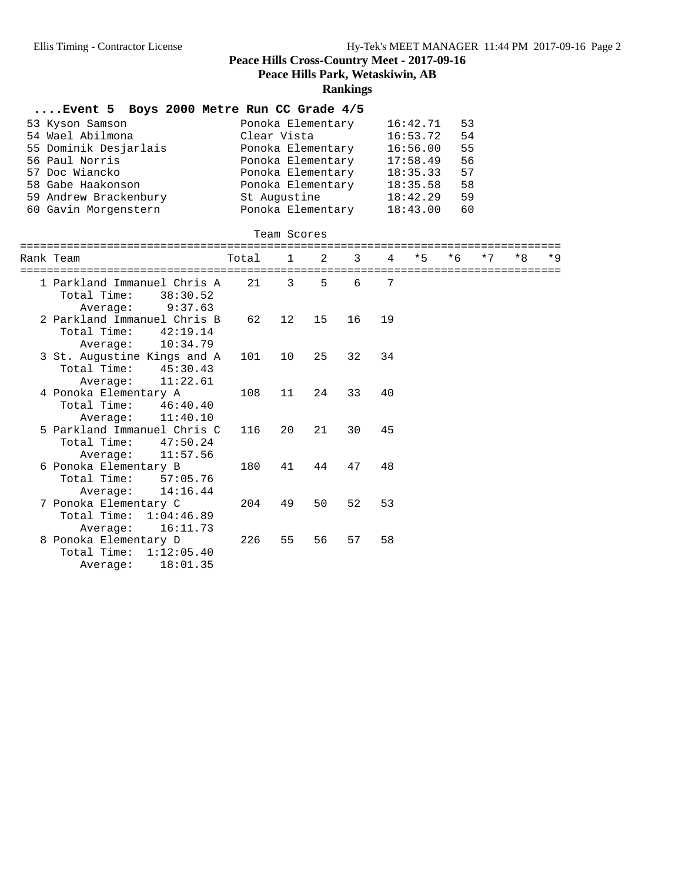## Peace Hills Cross-Country Meet - 2017-09-16

**Peace Hills Park, Wetaskiwin, AB**

**Rankings**

### ....Event 5 Boys 2000 Metre Run CC Grade 4/5

| Place | Name | School | Time | Points |
|---|---|---|---|---|
| 53 | Kyson Samson | Ponoka Elementary | 16:42.71 | 53 |
| 54 | Wael Abilmona | Clear Vista | 16:53.72 | 54 |
| 55 | Dominik Desjarlais | Ponoka Elementary | 16:56.00 | 55 |
| 56 | Paul Norris | Ponoka Elementary | 17:58.49 | 56 |
| 57 | Doc Wiancko | Ponoka Elementary | 18:35.33 | 57 |
| 58 | Gabe Haakonson | Ponoka Elementary | 18:35.58 | 58 |
| 59 | Andrew Brackenbury | St Augustine | 18:42.29 | 59 |
| 60 | Gavin Morgenstern | Ponoka Elementary | 18:43.00 | 60 |

Team Scores

| Rank | Team | Total | 1 | 2 | 3 | 4 | *5 | *6 | *7 | *8 | *9 |
|---|---|---|---|---|---|---|---|---|---|---|---|
| 1 | Parkland Immanuel Chris A | 21 | 3 | 5 | 6 | 7 | | | | | |
| | Total Time: 38:30.52 | | | | | | | | | | |
| | Average: 9:37.63 | | | | | | | | | | |
| 2 | Parkland Immanuel Chris B | 62 | 12 | 15 | 16 | 19 | | | | | |
| | Total Time: 42:19.14 | | | | | | | | | | |
| | Average: 10:34.79 | | | | | | | | | | |
| 3 | St. Augustine Kings and A | 101 | 10 | 25 | 32 | 34 | | | | | |
| | Total Time: 45:30.43 | | | | | | | | | | |
| | Average: 11:22.61 | | | | | | | | | | |
| 4 | Ponoka Elementary A | 108 | 11 | 24 | 33 | 40 | | | | | |
| | Total Time: 46:40.40 | | | | | | | | | | |
| | Average: 11:40.10 | | | | | | | | | | |
| 5 | Parkland Immanuel Chris C | 116 | 20 | 21 | 30 | 45 | | | | | |
| | Total Time: 47:50.24 | | | | | | | | | | |
| | Average: 11:57.56 | | | | | | | | | | |
| 6 | Ponoka Elementary B | 180 | 41 | 44 | 47 | 48 | | | | | |
| | Total Time: 57:05.76 | | | | | | | | | | |
| | Average: 14:16.44 | | | | | | | | | | |
| 7 | Ponoka Elementary C | 204 | 49 | 50 | 52 | 53 | | | | | |
| | Total Time: 1:04:46.89 | | | | | | | | | | |
| | Average: 16:11.73 | | | | | | | | | | |
| 8 | Ponoka Elementary D | 226 | 55 | 56 | 57 | 58 | | | | | |
| | Total Time: 1:12:05.40 | | | | | | | | | | |
| | Average: 18:01.35 | | | | | | | | | | |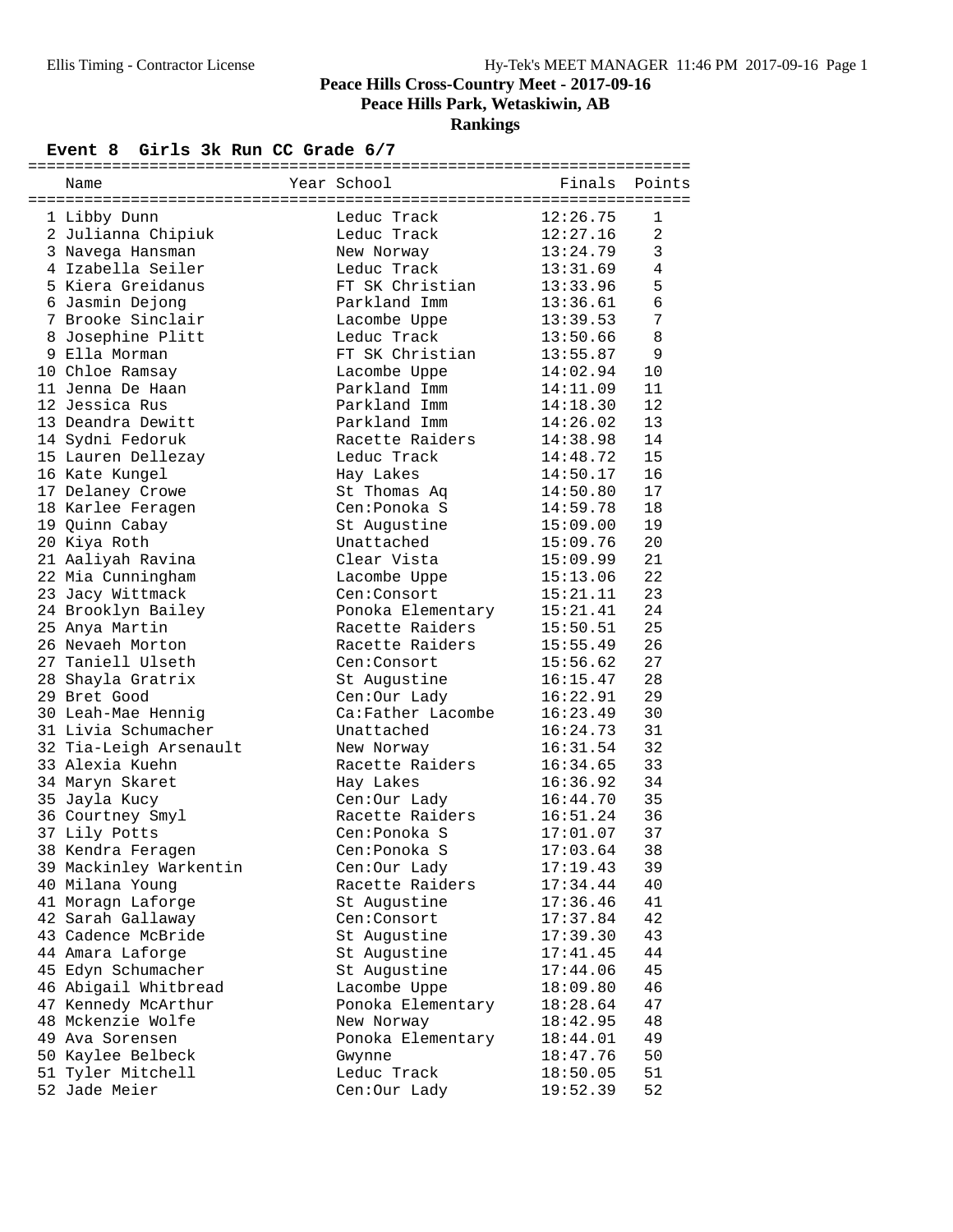# Peace Hills Cross-Country Meet - 2017-09-16

## Peace Hills Park, Wetaskiwin, AB

## Rankings

### Event 8 Girls 3k Run CC Grade 6/7

| | Name | Year | School | Finals | Points |
|---|---|---|---|---|---|
| 1 | Libby Dunn | | Leduc Track | 12:26.75 | 1 |
| 2 | Julianna Chipiuk | | Leduc Track | 12:27.16 | 2 |
| 3 | Navega Hansman | | New Norway | 13:24.79 | 3 |
| 4 | Izabella Seiler | | Leduc Track | 13:31.69 | 4 |
| 5 | Kiera Greidanus | | FT SK Christian | 13:33.96 | 5 |
| 6 | Jasmin Dejong | | Parkland Imm | 13:36.61 | 6 |
| 7 | Brooke Sinclair | | Lacombe Uppe | 13:39.53 | 7 |
| 8 | Josephine Plitt | | Leduc Track | 13:50.66 | 8 |
| 9 | Ella Morman | | FT SK Christian | 13:55.87 | 9 |
| 10 | Chloe Ramsay | | Lacombe Uppe | 14:02.94 | 10 |
| 11 | Jenna De Haan | | Parkland Imm | 14:11.09 | 11 |
| 12 | Jessica Rus | | Parkland Imm | 14:18.30 | 12 |
| 13 | Deandra Dewitt | | Parkland Imm | 14:26.02 | 13 |
| 14 | Sydni Fedoruk | | Racette Raiders | 14:38.98 | 14 |
| 15 | Lauren Dellezay | | Leduc Track | 14:48.72 | 15 |
| 16 | Kate Kungel | | Hay Lakes | 14:50.17 | 16 |
| 17 | Delaney Crowe | | St Thomas Aq | 14:50.80 | 17 |
| 18 | Karlee Feragen | | Cen:Ponoka S | 14:59.78 | 18 |
| 19 | Quinn Cabay | | St Augustine | 15:09.00 | 19 |
| 20 | Kiya Roth | | Unattached | 15:09.76 | 20 |
| 21 | Aaliyah Ravina | | Clear Vista | 15:09.99 | 21 |
| 22 | Mia Cunningham | | Lacombe Uppe | 15:13.06 | 22 |
| 23 | Jacy Wittmack | | Cen:Consort | 15:21.11 | 23 |
| 24 | Brooklyn Bailey | | Ponoka Elementary | 15:21.41 | 24 |
| 25 | Anya Martin | | Racette Raiders | 15:50.51 | 25 |
| 26 | Nevaeh Morton | | Racette Raiders | 15:55.49 | 26 |
| 27 | Taniell Ulseth | | Cen:Consort | 15:56.62 | 27 |
| 28 | Shayla Gratrix | | St Augustine | 16:15.47 | 28 |
| 29 | Bret Good | | Cen:Our Lady | 16:22.91 | 29 |
| 30 | Leah-Mae Hennig | | Ca:Father Lacombe | 16:23.49 | 30 |
| 31 | Livia Schumacher | | Unattached | 16:24.73 | 31 |
| 32 | Tia-Leigh Arsenault | | New Norway | 16:31.54 | 32 |
| 33 | Alexia Kuehn | | Racette Raiders | 16:34.65 | 33 |
| 34 | Maryn Skaret | | Hay Lakes | 16:36.92 | 34 |
| 35 | Jayla Kucy | | Cen:Our Lady | 16:44.70 | 35 |
| 36 | Courtney Smyl | | Racette Raiders | 16:51.24 | 36 |
| 37 | Lily Potts | | Cen:Ponoka S | 17:01.07 | 37 |
| 38 | Kendra Feragen | | Cen:Ponoka S | 17:03.64 | 38 |
| 39 | Mackinley Warkentin | | Cen:Our Lady | 17:19.43 | 39 |
| 40 | Milana Young | | Racette Raiders | 17:34.44 | 40 |
| 41 | Moragn Laforge | | St Augustine | 17:36.46 | 41 |
| 42 | Sarah Gallaway | | Cen:Consort | 17:37.84 | 42 |
| 43 | Cadence McBride | | St Augustine | 17:39.30 | 43 |
| 44 | Amara Laforge | | St Augustine | 17:41.45 | 44 |
| 45 | Edyn Schumacher | | St Augustine | 17:44.06 | 45 |
| 46 | Abigail Whitbread | | Lacombe Uppe | 18:09.80 | 46 |
| 47 | Kennedy McArthur | | Ponoka Elementary | 18:28.64 | 47 |
| 48 | Mckenzie Wolfe | | New Norway | 18:42.95 | 48 |
| 49 | Ava Sorensen | | Ponoka Elementary | 18:44.01 | 49 |
| 50 | Kaylee Belbeck | | Gwynne | 18:47.76 | 50 |
| 51 | Tyler Mitchell | | Leduc Track | 18:50.05 | 51 |
| 52 | Jade Meier | | Cen:Our Lady | 19:52.39 | 52 |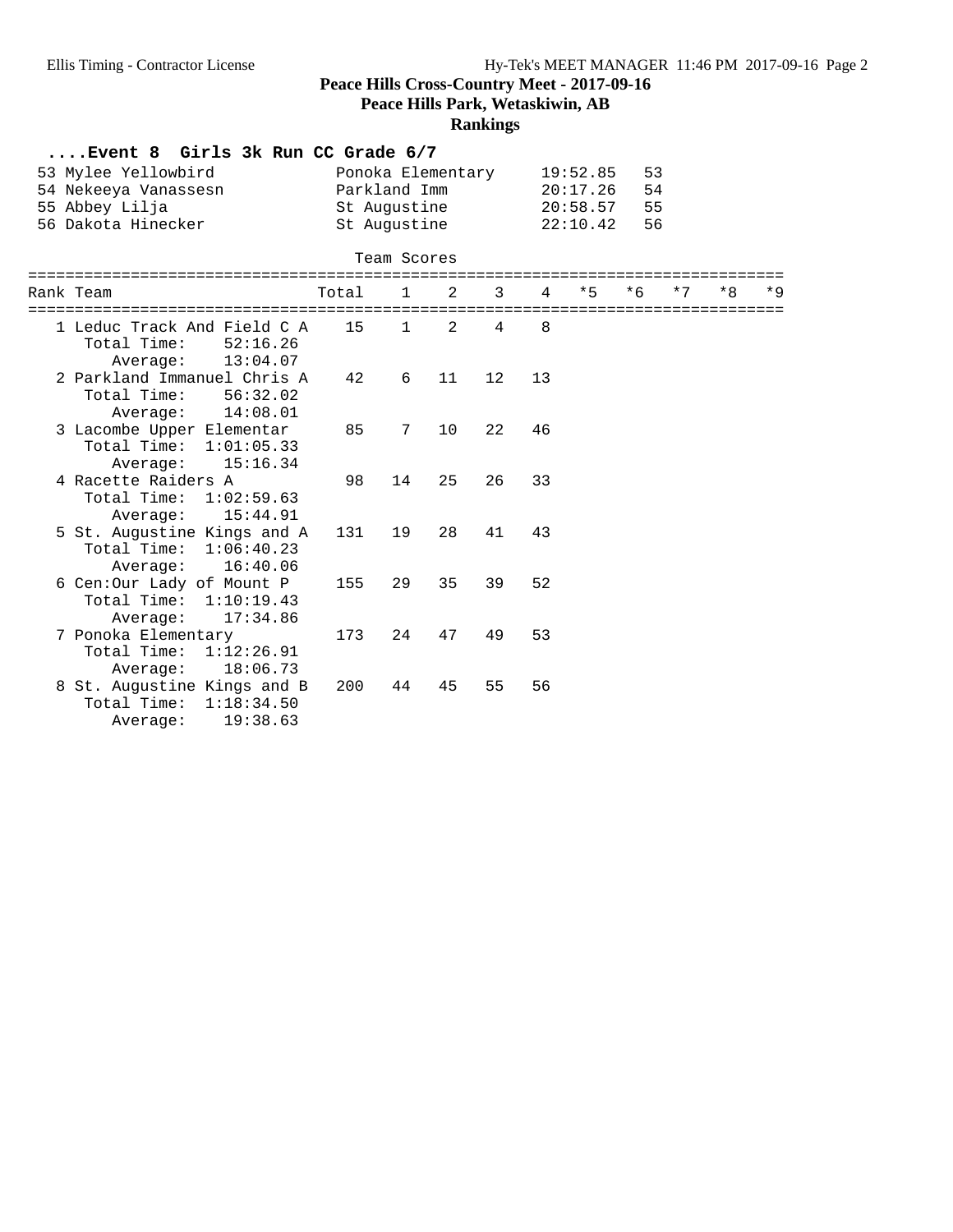# Peace Hills Cross-Country Meet - 2017-09-16

## Peace Hills Park, Wetaskiwin, AB

### Rankings

**....Event 8 Girls 3k Run CC Grade 6/7**

| Place | Name | School | Time | Points |
|---|---|---|---|---|
| 53 | Mylee Yellowbird | Ponoka Elementary | 19:52.85 | 53 |
| 54 | Nekeeya Vanassesn | Parkland Imm | 20:17.26 | 54 |
| 55 | Abbey Lilja | St Augustine | 20:58.57 | 55 |
| 56 | Dakota Hinecker | St Augustine | 22:10.42 | 56 |

**Team Scores**

| Rank | Team | Total | 1 | 2 | 3 | 4 | *5 | *6 | *7 | *8 | *9 |
|---|---|---|---|---|---|---|---|---|---|---|---|
| 1 | Leduc Track And Field C A | 15 | 1 | 2 | 4 | 8 | | | | | |
| | Total Time: 52:16.26 | | | | | | | | | | |
| | Average: 13:04.07 | | | | | | | | | | |
| 2 | Parkland Immanuel Chris A | 42 | 6 | 11 | 12 | 13 | | | | | |
| | Total Time: 56:32.02 | | | | | | | | | | |
| | Average: 14:08.01 | | | | | | | | | | |
| 3 | Lacombe Upper Elementar | 85 | 7 | 10 | 22 | 46 | | | | | |
| | Total Time: 1:01:05.33 | | | | | | | | | | |
| | Average: 15:16.34 | | | | | | | | | | |
| 4 | Racette Raiders A | 98 | 14 | 25 | 26 | 33 | | | | | |
| | Total Time: 1:02:59.63 | | | | | | | | | | |
| | Average: 15:44.91 | | | | | | | | | | |
| 5 | St. Augustine Kings and A | 131 | 19 | 28 | 41 | 43 | | | | | |
| | Total Time: 1:06:40.23 | | | | | | | | | | |
| | Average: 16:40.06 | | | | | | | | | | |
| 6 | Cen:Our Lady of Mount P | 155 | 29 | 35 | 39 | 52 | | | | | |
| | Total Time: 1:10:19.43 | | | | | | | | | | |
| | Average: 17:34.86 | | | | | | | | | | |
| 7 | Ponoka Elementary | 173 | 24 | 47 | 49 | 53 | | | | | |
| | Total Time: 1:12:26.91 | | | | | | | | | | |
| | Average: 18:06.73 | | | | | | | | | | |
| 8 | St. Augustine Kings and B | 200 | 44 | 45 | 55 | 56 | | | | | |
| | Total Time: 1:18:34.50 | | | | | | | | | | |
| | Average: 19:38.63 | | | | | | | | | | |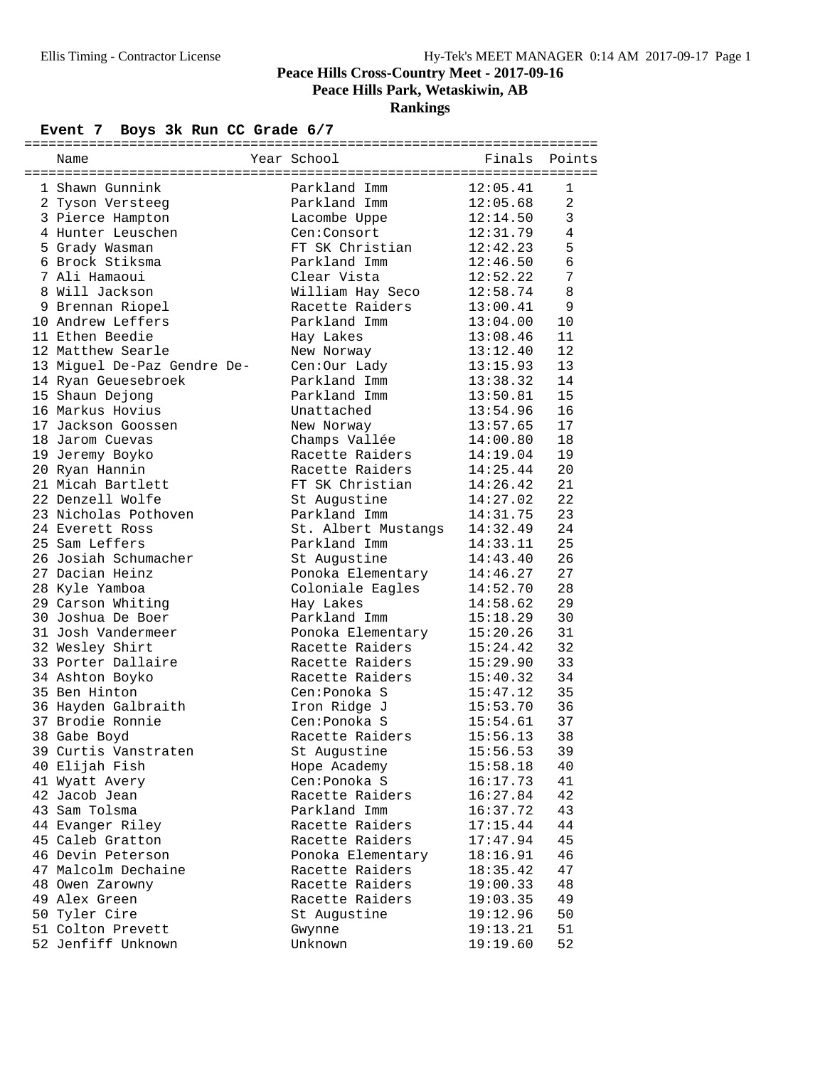**Peace Hills Cross-Country Meet - 2017-09-16**

**Peace Hills Park, Wetaskiwin, AB**

**Rankings**

## Event 7 Boys 3k Run CC Grade 6/7

| | Name | Year | School | Finals | Points |
|---|---|---|---|---|---|
| 1 | Shawn Gunnink | | Parkland Imm | 12:05.41 | 1 |
| 2 | Tyson Versteeg | | Parkland Imm | 12:05.68 | 2 |
| 3 | Pierce Hampton | | Lacombe Uppe | 12:14.50 | 3 |
| 4 | Hunter Leuschen | | Cen:Consort | 12:31.79 | 4 |
| 5 | Grady Wasman | | FT SK Christian | 12:42.23 | 5 |
| 6 | Brock Stiksma | | Parkland Imm | 12:46.50 | 6 |
| 7 | Ali Hamaoui | | Clear Vista | 12:52.22 | 7 |
| 8 | Will Jackson | | William Hay Seco | 12:58.74 | 8 |
| 9 | Brennan Riopel | | Racette Raiders | 13:00.41 | 9 |
| 10 | Andrew Leffers | | Parkland Imm | 13:04.00 | 10 |
| 11 | Ethen Beedie | | Hay Lakes | 13:08.46 | 11 |
| 12 | Matthew Searle | | New Norway | 13:12.40 | 12 |
| 13 | Miguel De-Paz Gendre De- | | Cen:Our Lady | 13:15.93 | 13 |
| 14 | Ryan Geuesebroek | | Parkland Imm | 13:38.32 | 14 |
| 15 | Shaun Dejong | | Parkland Imm | 13:50.81 | 15 |
| 16 | Markus Hovius | | Unattached | 13:54.96 | 16 |
| 17 | Jackson Goossen | | New Norway | 13:57.65 | 17 |
| 18 | Jarom Cuevas | | Champs Vallée | 14:00.80 | 18 |
| 19 | Jeremy Boyko | | Racette Raiders | 14:19.04 | 19 |
| 20 | Ryan Hannin | | Racette Raiders | 14:25.44 | 20 |
| 21 | Micah Bartlett | | FT SK Christian | 14:26.42 | 21 |
| 22 | Denzell Wolfe | | St Augustine | 14:27.02 | 22 |
| 23 | Nicholas Pothoven | | Parkland Imm | 14:31.75 | 23 |
| 24 | Everett Ross | | St. Albert Mustangs | 14:32.49 | 24 |
| 25 | Sam Leffers | | Parkland Imm | 14:33.11 | 25 |
| 26 | Josiah Schumacher | | St Augustine | 14:43.40 | 26 |
| 27 | Dacian Heinz | | Ponoka Elementary | 14:46.27 | 27 |
| 28 | Kyle Yamboa | | Coloniale Eagles | 14:52.70 | 28 |
| 29 | Carson Whiting | | Hay Lakes | 14:58.62 | 29 |
| 30 | Joshua De Boer | | Parkland Imm | 15:18.29 | 30 |
| 31 | Josh Vandermeer | | Ponoka Elementary | 15:20.26 | 31 |
| 32 | Wesley Shirt | | Racette Raiders | 15:24.42 | 32 |
| 33 | Porter Dallaire | | Racette Raiders | 15:29.90 | 33 |
| 34 | Ashton Boyko | | Racette Raiders | 15:40.32 | 34 |
| 35 | Ben Hinton | | Cen:Ponoka S | 15:47.12 | 35 |
| 36 | Hayden Galbraith | | Iron Ridge J | 15:53.70 | 36 |
| 37 | Brodie Ronnie | | Cen:Ponoka S | 15:54.61 | 37 |
| 38 | Gabe Boyd | | Racette Raiders | 15:56.13 | 38 |
| 39 | Curtis Vanstraten | | St Augustine | 15:56.53 | 39 |
| 40 | Elijah Fish | | Hope Academy | 15:58.18 | 40 |
| 41 | Wyatt Avery | | Cen:Ponoka S | 16:17.73 | 41 |
| 42 | Jacob Jean | | Racette Raiders | 16:27.84 | 42 |
| 43 | Sam Tolsma | | Parkland Imm | 16:37.72 | 43 |
| 44 | Evanger Riley | | Racette Raiders | 17:15.44 | 44 |
| 45 | Caleb Gratton | | Racette Raiders | 17:47.94 | 45 |
| 46 | Devin Peterson | | Ponoka Elementary | 18:16.91 | 46 |
| 47 | Malcolm Dechaine | | Racette Raiders | 18:35.42 | 47 |
| 48 | Owen Zarowny | | Racette Raiders | 19:00.33 | 48 |
| 49 | Alex Green | | Racette Raiders | 19:03.35 | 49 |
| 50 | Tyler Cire | | St Augustine | 19:12.96 | 50 |
| 51 | Colton Prevett | | Gwynne | 19:13.21 | 51 |
| 52 | Jenfiff Unknown | | Unknown | 19:19.60 | 52 |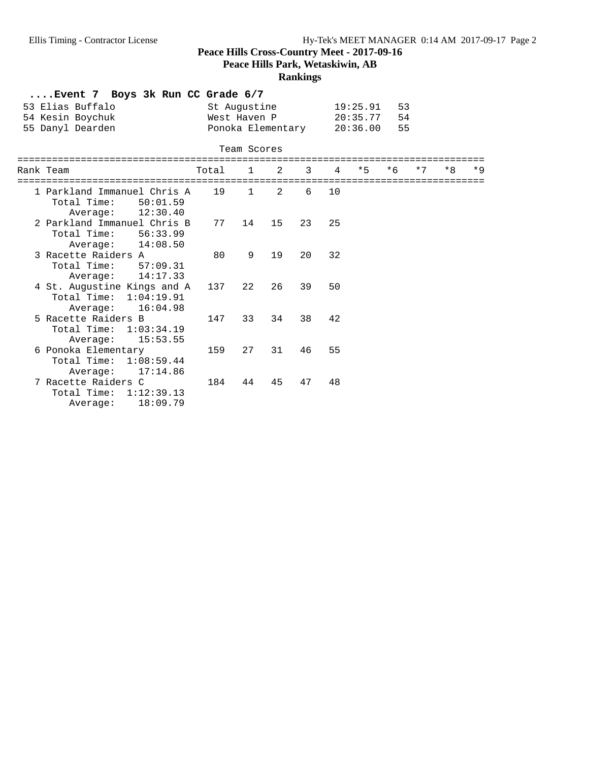# Peace Hills Cross-Country Meet - 2017-09-16

## Peace Hills Park, Wetaskiwin, AB

### Rankings

**....Event 7 Boys 3k Run CC Grade 6/7**

| | | | | |
|---|---|---|---|---|
| 53 | Elias Buffalo | St Augustine | 19:25.91 | 53 |
| 54 | Kesin Boychuk | West Haven P | 20:35.77 | 54 |
| 55 | Danyl Dearden | Ponoka Elementary | 20:36.00 | 55 |

**Team Scores**

| Rank | Team | Total | 1 | 2 | 3 | 4 | *5 | *6 | *7 | *8 | *9 |
|---|---|---|---|---|---|---|---|---|---|---|---|
| 1 | Parkland Immanuel Chris A | 19 | 1 | 2 | 6 | 10 | | | | | |
| | Total Time: 50:01.59 | | | | | | | | | | |
| | Average: 12:30.40 | | | | | | | | | | |
| 2 | Parkland Immanuel Chris B | 77 | 14 | 15 | 23 | 25 | | | | | |
| | Total Time: 56:33.99 | | | | | | | | | | |
| | Average: 14:08.50 | | | | | | | | | | |
| 3 | Racette Raiders A | 80 | 9 | 19 | 20 | 32 | | | | | |
| | Total Time: 57:09.31 | | | | | | | | | | |
| | Average: 14:17.33 | | | | | | | | | | |
| 4 | St. Augustine Kings and A | 137 | 22 | 26 | 39 | 50 | | | | | |
| | Total Time: 1:04:19.91 | | | | | | | | | | |
| | Average: 16:04.98 | | | | | | | | | | |
| 5 | Racette Raiders B | 147 | 33 | 34 | 38 | 42 | | | | | |
| | Total Time: 1:03:34.19 | | | | | | | | | | |
| | Average: 15:53.55 | | | | | | | | | | |
| 6 | Ponoka Elementary | 159 | 27 | 31 | 46 | 55 | | | | | |
| | Total Time: 1:08:59.44 | | | | | | | | | | |
| | Average: 17:14.86 | | | | | | | | | | |
| 7 | Racette Raiders C | 184 | 44 | 45 | 47 | 48 | | | | | |
| | Total Time: 1:12:39.13 | | | | | | | | | | |
| | Average: 18:09.79 | | | | | | | | | | |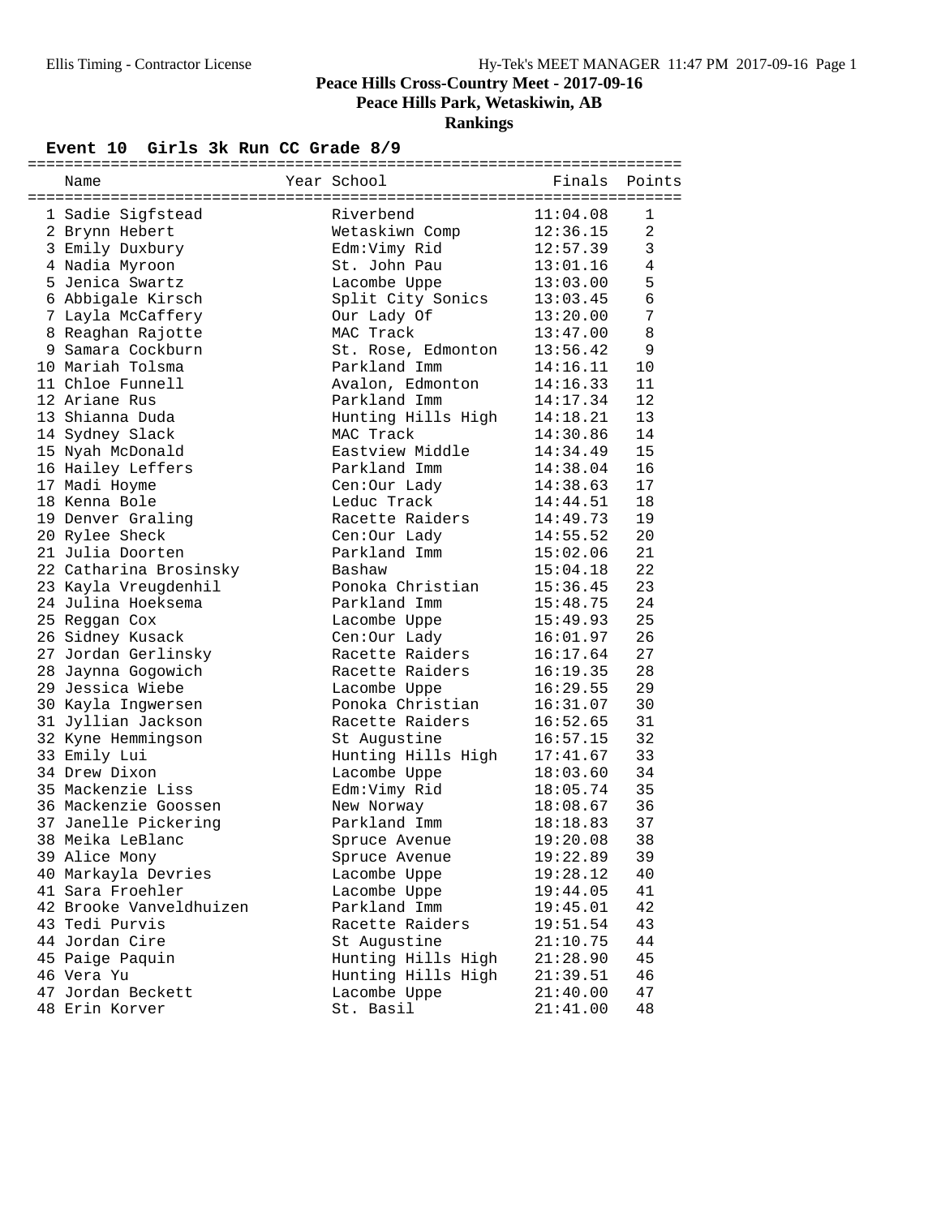# Peace Hills Cross-Country Meet - 2017-09-16

## Peace Hills Park, Wetaskiwin, AB

### Rankings

**Event 10 Girls 3k Run CC Grade 8/9**

| | Name | Year | School | Finals | Points |
|---|---|---|---|---|---|
| 1 | Sadie Sigfstead | | Riverbend | 11:04.08 | 1 |
| 2 | Brynn Hebert | | Wetaskiwn Comp | 12:36.15 | 2 |
| 3 | Emily Duxbury | | Edm:Vimy Rid | 12:57.39 | 3 |
| 4 | Nadia Myroon | | St. John Pau | 13:01.16 | 4 |
| 5 | Jenica Swartz | | Lacombe Uppe | 13:03.00 | 5 |
| 6 | Abbigale Kirsch | | Split City Sonics | 13:03.45 | 6 |
| 7 | Layla McCaffery | | Our Lady Of | 13:20.00 | 7 |
| 8 | Reaghan Rajotte | | MAC Track | 13:47.00 | 8 |
| 9 | Samara Cockburn | | St. Rose, Edmonton | 13:56.42 | 9 |
| 10 | Mariah Tolsma | | Parkland Imm | 14:16.11 | 10 |
| 11 | Chloe Funnell | | Avalon, Edmonton | 14:16.33 | 11 |
| 12 | Ariane Rus | | Parkland Imm | 14:17.34 | 12 |
| 13 | Shianna Duda | | Hunting Hills High | 14:18.21 | 13 |
| 14 | Sydney Slack | | MAC Track | 14:30.86 | 14 |
| 15 | Nyah McDonald | | Eastview Middle | 14:34.49 | 15 |
| 16 | Hailey Leffers | | Parkland Imm | 14:38.04 | 16 |
| 17 | Madi Hoyme | | Cen:Our Lady | 14:38.63 | 17 |
| 18 | Kenna Bole | | Leduc Track | 14:44.51 | 18 |
| 19 | Denver Graling | | Racette Raiders | 14:49.73 | 19 |
| 20 | Rylee Sheck | | Cen:Our Lady | 14:55.52 | 20 |
| 21 | Julia Doorten | | Parkland Imm | 15:02.06 | 21 |
| 22 | Catharina Brosinsky | | Bashaw | 15:04.18 | 22 |
| 23 | Kayla Vreugdenhil | | Ponoka Christian | 15:36.45 | 23 |
| 24 | Julina Hoeksema | | Parkland Imm | 15:48.75 | 24 |
| 25 | Reggan Cox | | Lacombe Uppe | 15:49.93 | 25 |
| 26 | Sidney Kusack | | Cen:Our Lady | 16:01.97 | 26 |
| 27 | Jordan Gerlinsky | | Racette Raiders | 16:17.64 | 27 |
| 28 | Jaynna Gogowich | | Racette Raiders | 16:19.35 | 28 |
| 29 | Jessica Wiebe | | Lacombe Uppe | 16:29.55 | 29 |
| 30 | Kayla Ingwersen | | Ponoka Christian | 16:31.07 | 30 |
| 31 | Jyllian Jackson | | Racette Raiders | 16:52.65 | 31 |
| 32 | Kyne Hemmingson | | St Augustine | 16:57.15 | 32 |
| 33 | Emily Lui | | Hunting Hills High | 17:41.67 | 33 |
| 34 | Drew Dixon | | Lacombe Uppe | 18:03.60 | 34 |
| 35 | Mackenzie Liss | | Edm:Vimy Rid | 18:05.74 | 35 |
| 36 | Mackenzie Goossen | | New Norway | 18:08.67 | 36 |
| 37 | Janelle Pickering | | Parkland Imm | 18:18.83 | 37 |
| 38 | Meika LeBlanc | | Spruce Avenue | 19:20.08 | 38 |
| 39 | Alice Mony | | Spruce Avenue | 19:22.89 | 39 |
| 40 | Markayla Devries | | Lacombe Uppe | 19:28.12 | 40 |
| 41 | Sara Froehler | | Lacombe Uppe | 19:44.05 | 41 |
| 42 | Brooke Vanveldhuizen | | Parkland Imm | 19:45.01 | 42 |
| 43 | Tedi Purvis | | Racette Raiders | 19:51.54 | 43 |
| 44 | Jordan Cire | | St Augustine | 21:10.75 | 44 |
| 45 | Paige Paquin | | Hunting Hills High | 21:28.90 | 45 |
| 46 | Vera Yu | | Hunting Hills High | 21:39.51 | 46 |
| 47 | Jordan Beckett | | Lacombe Uppe | 21:40.00 | 47 |
| 48 | Erin Korver | | St. Basil | 21:41.00 | 48 |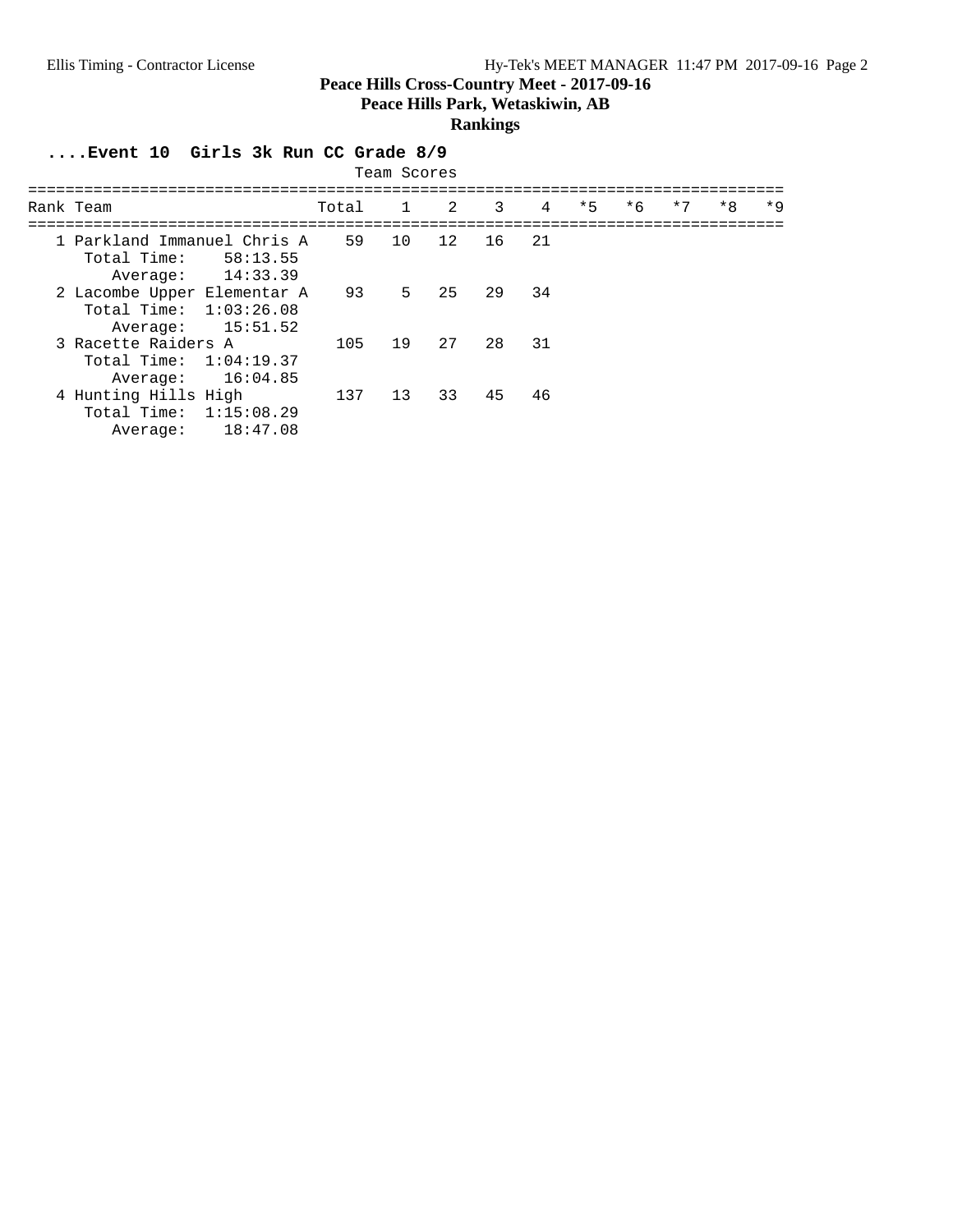# Peace Hills Cross-Country Meet - 2017-09-16

**Peace Hills Park, Wetaskiwin, AB**

**Rankings**

### ....Event 10 Girls 3k Run CC Grade 8/9

Team Scores

| Rank | Team | Total | 1 | 2 | 3 | 4 | *5 | *6 | *7 | *8 | *9 |
|---|---|---|---|---|---|---|---|---|---|---|---|
| 1 | Parkland Immanuel Chris A | 59 | 10 | 12 | 16 | 21 | | | | | |
| | Total Time: 58:13.55 | | | | | | | | | | |
| | Average: 14:33.39 | | | | | | | | | | |
| 2 | Lacombe Upper Elementar A | 93 | 5 | 25 | 29 | 34 | | | | | |
| | Total Time: 1:03:26.08 | | | | | | | | | | |
| | Average: 15:51.52 | | | | | | | | | | |
| 3 | Racette Raiders A | 105 | 19 | 27 | 28 | 31 | | | | | |
| | Total Time: 1:04:19.37 | | | | | | | | | | |
| | Average: 16:04.85 | | | | | | | | | | |
| 4 | Hunting Hills High | 137 | 13 | 33 | 45 | 46 | | | | | |
| | Total Time: 1:15:08.29 | | | | | | | | | | |
| | Average: 18:47.08 | | | | | | | | | | |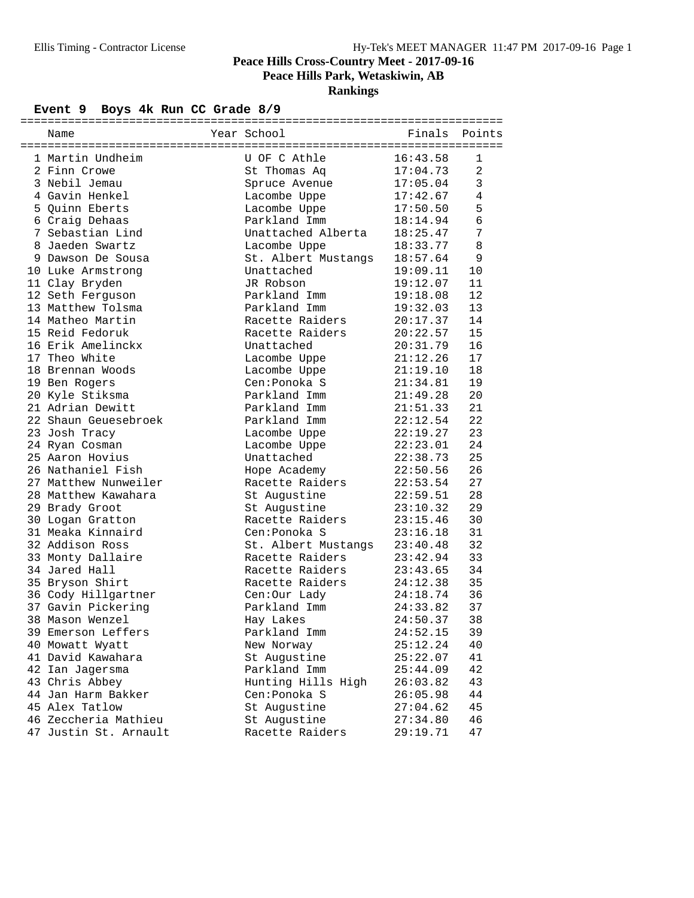# Peace Hills Cross-Country Meet - 2017-09-16

## Peace Hills Park, Wetaskiwin, AB

## Rankings

### Event 9 Boys 4k Run CC Grade 8/9

| | Name | Year | School | Finals | Points |
|---|---|---|---|---|---|
| 1 | Martin Undheim | | U OF C Athle | 16:43.58 | 1 |
| 2 | Finn Crowe | | St Thomas Aq | 17:04.73 | 2 |
| 3 | Nebil Jemau | | Spruce Avenue | 17:05.04 | 3 |
| 4 | Gavin Henkel | | Lacombe Uppe | 17:42.67 | 4 |
| 5 | Quinn Eberts | | Lacombe Uppe | 17:50.50 | 5 |
| 6 | Craig Dehaas | | Parkland Imm | 18:14.94 | 6 |
| 7 | Sebastian Lind | | Unattached Alberta | 18:25.47 | 7 |
| 8 | Jaeden Swartz | | Lacombe Uppe | 18:33.77 | 8 |
| 9 | Dawson De Sousa | | St. Albert Mustangs | 18:57.64 | 9 |
| 10 | Luke Armstrong | | Unattached | 19:09.11 | 10 |
| 11 | Clay Bryden | | JR Robson | 19:12.07 | 11 |
| 12 | Seth Ferguson | | Parkland Imm | 19:18.08 | 12 |
| 13 | Matthew Tolsma | | Parkland Imm | 19:32.03 | 13 |
| 14 | Matheo Martin | | Racette Raiders | 20:17.37 | 14 |
| 15 | Reid Fedoruk | | Racette Raiders | 20:22.57 | 15 |
| 16 | Erik Amelinckx | | Unattached | 20:31.79 | 16 |
| 17 | Theo White | | Lacombe Uppe | 21:12.26 | 17 |
| 18 | Brennan Woods | | Lacombe Uppe | 21:19.10 | 18 |
| 19 | Ben Rogers | | Cen:Ponoka S | 21:34.81 | 19 |
| 20 | Kyle Stiksma | | Parkland Imm | 21:49.28 | 20 |
| 21 | Adrian Dewitt | | Parkland Imm | 21:51.33 | 21 |
| 22 | Shaun Geuesebroek | | Parkland Imm | 22:12.54 | 22 |
| 23 | Josh Tracy | | Lacombe Uppe | 22:19.27 | 23 |
| 24 | Ryan Cosman | | Lacombe Uppe | 22:23.01 | 24 |
| 25 | Aaron Hovius | | Unattached | 22:38.73 | 25 |
| 26 | Nathaniel Fish | | Hope Academy | 22:50.56 | 26 |
| 27 | Matthew Nunweiler | | Racette Raiders | 22:53.54 | 27 |
| 28 | Matthew Kawahara | | St Augustine | 22:59.51 | 28 |
| 29 | Brady Groot | | St Augustine | 23:10.32 | 29 |
| 30 | Logan Gratton | | Racette Raiders | 23:15.46 | 30 |
| 31 | Meaka Kinnaird | | Cen:Ponoka S | 23:16.18 | 31 |
| 32 | Addison Ross | | St. Albert Mustangs | 23:40.48 | 32 |
| 33 | Monty Dallaire | | Racette Raiders | 23:42.94 | 33 |
| 34 | Jared Hall | | Racette Raiders | 23:43.65 | 34 |
| 35 | Bryson Shirt | | Racette Raiders | 24:12.38 | 35 |
| 36 | Cody Hillgartner | | Cen:Our Lady | 24:18.74 | 36 |
| 37 | Gavin Pickering | | Parkland Imm | 24:33.82 | 37 |
| 38 | Mason Wenzel | | Hay Lakes | 24:50.37 | 38 |
| 39 | Emerson Leffers | | Parkland Imm | 24:52.15 | 39 |
| 40 | Mowatt Wyatt | | New Norway | 25:12.24 | 40 |
| 41 | David Kawahara | | St Augustine | 25:22.07 | 41 |
| 42 | Ian Jagersma | | Parkland Imm | 25:44.09 | 42 |
| 43 | Chris Abbey | | Hunting Hills High | 26:03.82 | 43 |
| 44 | Jan Harm Bakker | | Cen:Ponoka S | 26:05.98 | 44 |
| 45 | Alex Tatlow | | St Augustine | 27:04.62 | 45 |
| 46 | Zeccheria Mathieu | | St Augustine | 27:34.80 | 46 |
| 47 | Justin St. Arnault | | Racette Raiders | 29:19.71 | 47 |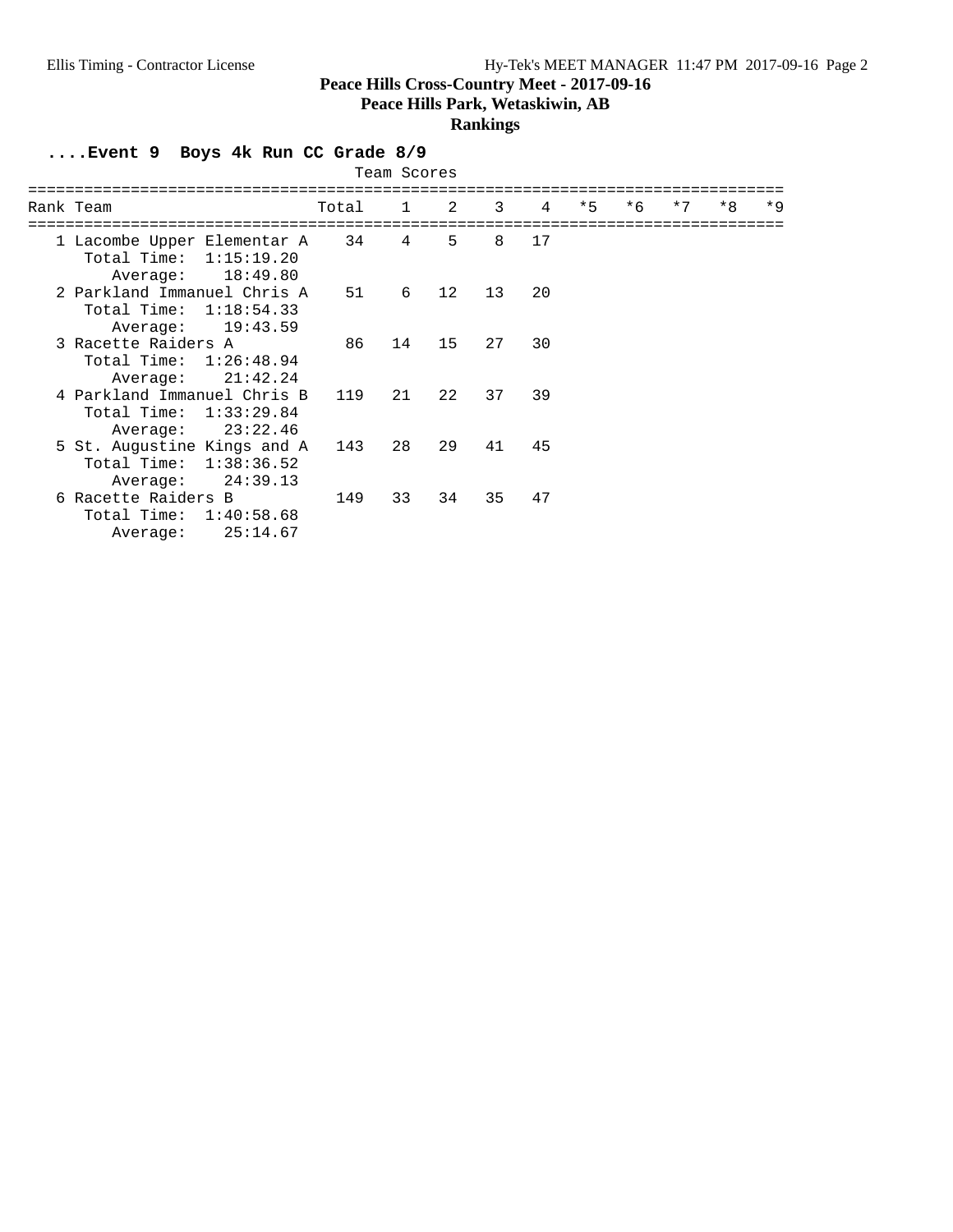## Peace Hills Cross-Country Meet - 2017-09-16

**Peace Hills Park, Wetaskiwin, AB**

**Rankings**

### ....Event 9 Boys 4k Run CC Grade 8/9

Team Scores

| Rank | Team | Total | 1 | 2 | 3 | 4 | *5 | *6 | *7 | *8 | *9 |
|---|---|---|---|---|---|---|---|---|---|---|---|
| 1 | Lacombe Upper Elementar A | 34 | 4 | 5 | 8 | 17 | | | | | |
| | Total Time: 1:15:19.20 | | | | | | | | | | |
| | Average: 18:49.80 | | | | | | | | | | |
| 2 | Parkland Immanuel Chris A | 51 | 6 | 12 | 13 | 20 | | | | | |
| | Total Time: 1:18:54.33 | | | | | | | | | | |
| | Average: 19:43.59 | | | | | | | | | | |
| 3 | Racette Raiders A | 86 | 14 | 15 | 27 | 30 | | | | | |
| | Total Time: 1:26:48.94 | | | | | | | | | | |
| | Average: 21:42.24 | | | | | | | | | | |
| 4 | Parkland Immanuel Chris B | 119 | 21 | 22 | 37 | 39 | | | | | |
| | Total Time: 1:33:29.84 | | | | | | | | | | |
| | Average: 23:22.46 | | | | | | | | | | |
| 5 | St. Augustine Kings and A | 143 | 28 | 29 | 41 | 45 | | | | | |
| | Total Time: 1:38:36.52 | | | | | | | | | | |
| | Average: 24:39.13 | | | | | | | | | | |
| 6 | Racette Raiders B | 149 | 33 | 34 | 35 | 47 | | | | | |
| | Total Time: 1:40:58.68 | | | | | | | | | | |
| | Average: 25:14.67 | | | | | | | | | | |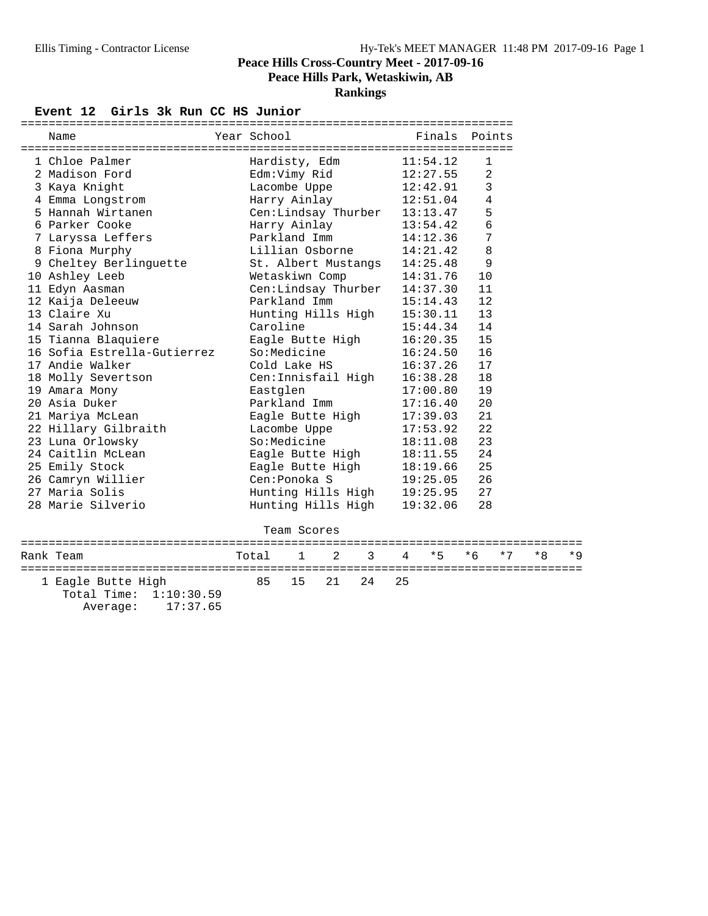# Peace Hills Cross-Country Meet - 2017-09-16

## Peace Hills Park, Wetaskiwin, AB

## Rankings

### Event 12 Girls 3k Run CC HS Junior

| Name | Year | School | Finals | Points |
|---|---|---|---|---|
| 1 Chloe Palmer | | Hardisty, Edm | 11:54.12 | 1 |
| 2 Madison Ford | | Edm:Vimy Rid | 12:27.55 | 2 |
| 3 Kaya Knight | | Lacombe Uppe | 12:42.91 | 3 |
| 4 Emma Longstrom | | Harry Ainlay | 12:51.04 | 4 |
| 5 Hannah Wirtanen | | Cen:Lindsay Thurber | 13:13.47 | 5 |
| 6 Parker Cooke | | Harry Ainlay | 13:54.42 | 6 |
| 7 Laryssa Leffers | | Parkland Imm | 14:12.36 | 7 |
| 8 Fiona Murphy | | Lillian Osborne | 14:21.42 | 8 |
| 9 Cheltey Berlinguette | | St. Albert Mustangs | 14:25.48 | 9 |
| 10 Ashley Leeb | | Wetaskiwn Comp | 14:31.76 | 10 |
| 11 Edyn Aasman | | Cen:Lindsay Thurber | 14:37.30 | 11 |
| 12 Kaija Deleeuw | | Parkland Imm | 15:14.43 | 12 |
| 13 Claire Xu | | Hunting Hills High | 15:30.11 | 13 |
| 14 Sarah Johnson | | Caroline | 15:44.34 | 14 |
| 15 Tianna Blaquiere | | Eagle Butte High | 16:20.35 | 15 |
| 16 Sofia Estrella-Gutierrez | | So:Medicine | 16:24.50 | 16 |
| 17 Andie Walker | | Cold Lake HS | 16:37.26 | 17 |
| 18 Molly Severtson | | Cen:Innisfail High | 16:38.28 | 18 |
| 19 Amara Mony | | Eastglen | 17:00.80 | 19 |
| 20 Asia Duker | | Parkland Imm | 17:16.40 | 20 |
| 21 Mariya McLean | | Eagle Butte High | 17:39.03 | 21 |
| 22 Hillary Gilbraith | | Lacombe Uppe | 17:53.92 | 22 |
| 23 Luna Orlowsky | | So:Medicine | 18:11.08 | 23 |
| 24 Caitlin McLean | | Eagle Butte High | 18:11.55 | 24 |
| 25 Emily Stock | | Eagle Butte High | 18:19.66 | 25 |
| 26 Camryn Willier | | Cen:Ponoka S | 19:25.05 | 26 |
| 27 Maria Solis | | Hunting Hills High | 19:25.95 | 27 |
| 28 Marie Silverio | | Hunting Hills High | 19:32.06 | 28 |

#### Team Scores

| Rank Team | Total | 1 | 2 | 3 | 4 | *5 | *6 | *7 | *8 | *9 |
|---|---|---|---|---|---|---|---|---|---|---|
| 1 Eagle Butte High | 85 | 15 | 21 | 24 | 25 | | | | | |
| Total Time: 1:10:30.59 | | | | | | | | | | |
| Average: 17:37.65 | | | | | | | | | | |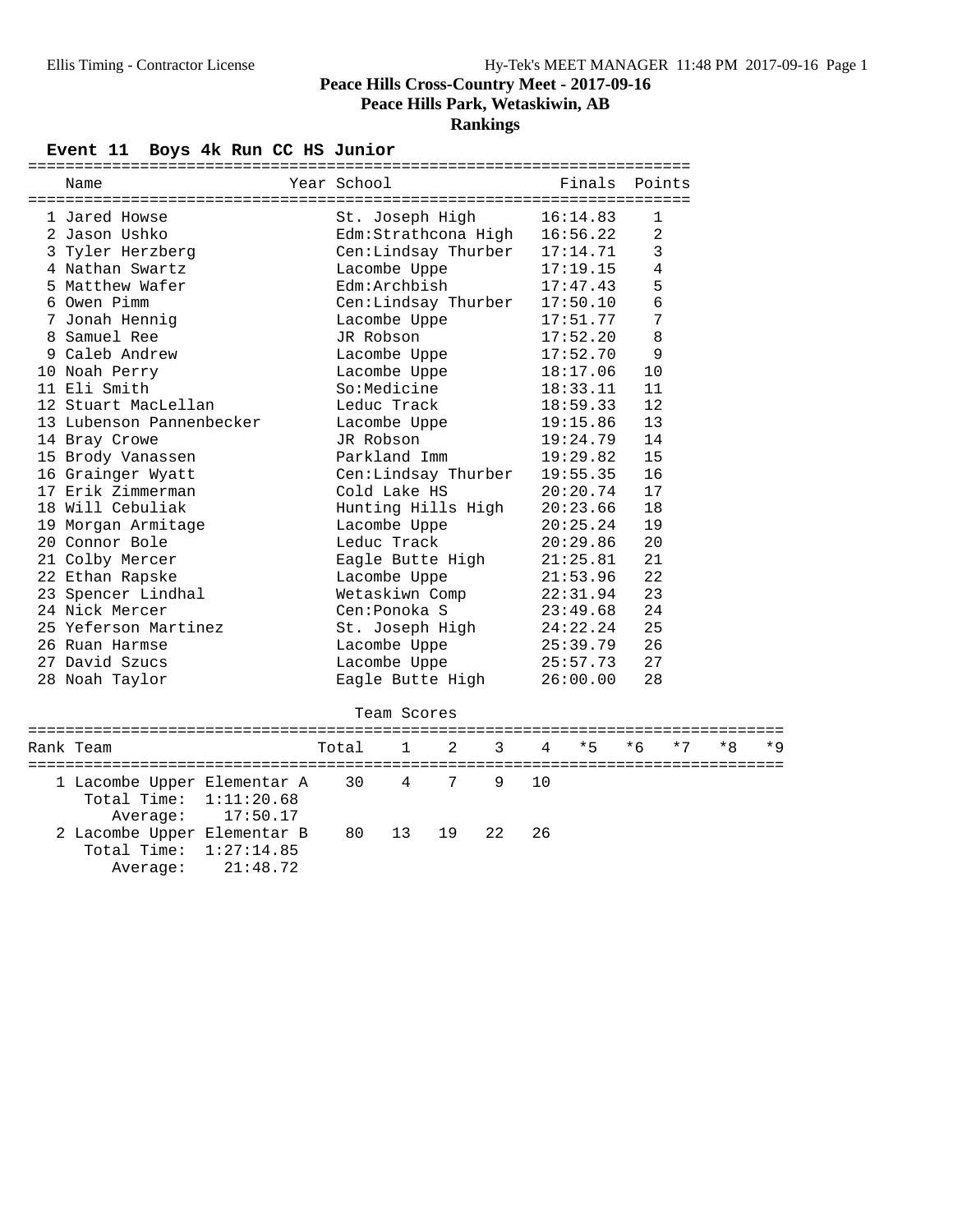# Peace Hills Cross-Country Meet - 2017-09-16

## Peace Hills Park, Wetaskiwin, AB

## Rankings

### Event 11 Boys 4k Run CC HS Junior

| | Name | Year | School | Finals | Points |
|---|---|---|---|---|---|
| 1 | Jared Howse | | St. Joseph High | 16:14.83 | 1 |
| 2 | Jason Ushko | | Edm:Strathcona High | 16:56.22 | 2 |
| 3 | Tyler Herzberg | | Cen:Lindsay Thurber | 17:14.71 | 3 |
| 4 | Nathan Swartz | | Lacombe Uppe | 17:19.15 | 4 |
| 5 | Matthew Wafer | | Edm:Archbish | 17:47.43 | 5 |
| 6 | Owen Pimm | | Cen:Lindsay Thurber | 17:50.10 | 6 |
| 7 | Jonah Hennig | | Lacombe Uppe | 17:51.77 | 7 |
| 8 | Samuel Ree | | JR Robson | 17:52.20 | 8 |
| 9 | Caleb Andrew | | Lacombe Uppe | 17:52.70 | 9 |
| 10 | Noah Perry | | Lacombe Uppe | 18:17.06 | 10 |
| 11 | Eli Smith | | So:Medicine | 18:33.11 | 11 |
| 12 | Stuart MacLellan | | Leduc Track | 18:59.33 | 12 |
| 13 | Lubenson Pannenbecker | | Lacombe Uppe | 19:15.86 | 13 |
| 14 | Bray Crowe | | JR Robson | 19:24.79 | 14 |
| 15 | Brody Vanassen | | Parkland Imm | 19:29.82 | 15 |
| 16 | Grainger Wyatt | | Cen:Lindsay Thurber | 19:55.35 | 16 |
| 17 | Erik Zimmerman | | Cold Lake HS | 20:20.74 | 17 |
| 18 | Will Cebuliak | | Hunting Hills High | 20:23.66 | 18 |
| 19 | Morgan Armitage | | Lacombe Uppe | 20:25.24 | 19 |
| 20 | Connor Bole | | Leduc Track | 20:29.86 | 20 |
| 21 | Colby Mercer | | Eagle Butte High | 21:25.81 | 21 |
| 22 | Ethan Rapske | | Lacombe Uppe | 21:53.96 | 22 |
| 23 | Spencer Lindhal | | Wetaskiwn Comp | 22:31.94 | 23 |
| 24 | Nick Mercer | | Cen:Ponoka S | 23:49.68 | 24 |
| 25 | Yeferson Martinez | | St. Joseph High | 24:22.24 | 25 |
| 26 | Ruan Harmse | | Lacombe Uppe | 25:39.79 | 26 |
| 27 | David Szucs | | Lacombe Uppe | 25:57.73 | 27 |
| 28 | Noah Taylor | | Eagle Butte High | 26:00.00 | 28 |

#### Team Scores

| Rank | Team | Total | 1 | 2 | 3 | 4 | *5 | *6 | *7 | *8 | *9 |
|---|---|---|---|---|---|---|---|---|---|---|---|
| 1 | Lacombe Upper Elementar A | 30 | 4 | 7 | 9 | 10 | | | | | |
| | Total Time: 1:11:20.68 | | | | | | | | | | |
| | Average: 17:50.17 | | | | | | | | | | |
| 2 | Lacombe Upper Elementar B | 80 | 13 | 19 | 22 | 26 | | | | | |
| | Total Time: 1:27:14.85 | | | | | | | | | | |
| | Average: 21:48.72 | | | | | | | | | | |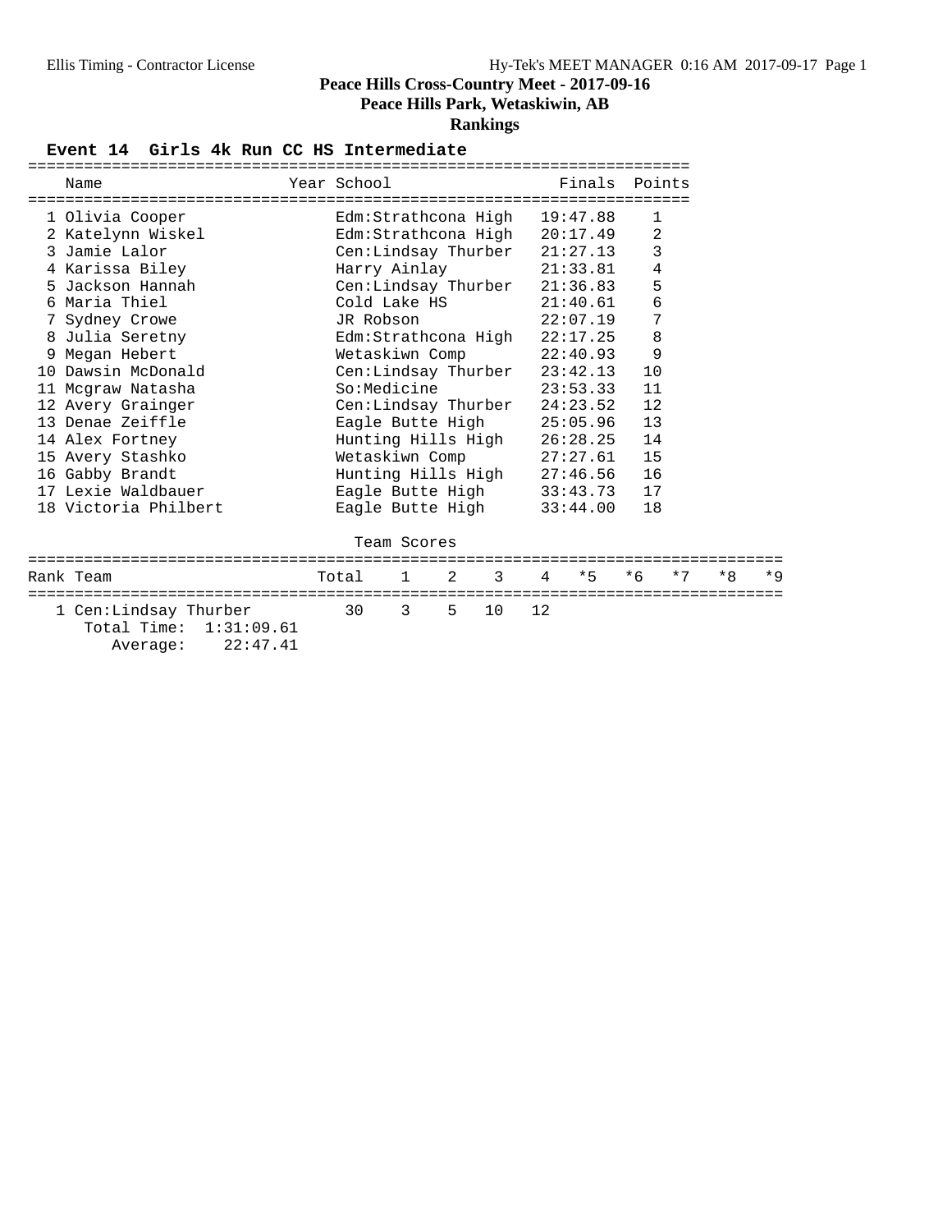# Peace Hills Cross-Country Meet - 2017-09-16

## Peace Hills Park, Wetaskiwin, AB

### Rankings

**Event 14 Girls 4k Run CC HS Intermediate**

| | Name | Year | School | Finals | Points |
|---|---|---|---|---|---|
| 1 | Olivia Cooper | | Edm:Strathcona High | 19:47.88 | 1 |
| 2 | Katelynn Wiskel | | Edm:Strathcona High | 20:17.49 | 2 |
| 3 | Jamie Lalor | | Cen:Lindsay Thurber | 21:27.13 | 3 |
| 4 | Karissa Biley | | Harry Ainlay | 21:33.81 | 4 |
| 5 | Jackson Hannah | | Cen:Lindsay Thurber | 21:36.83 | 5 |
| 6 | Maria Thiel | | Cold Lake HS | 21:40.61 | 6 |
| 7 | Sydney Crowe | | JR Robson | 22:07.19 | 7 |
| 8 | Julia Seretny | | Edm:Strathcona High | 22:17.25 | 8 |
| 9 | Megan Hebert | | Wetaskiwn Comp | 22:40.93 | 9 |
| 10 | Dawsin McDonald | | Cen:Lindsay Thurber | 23:42.13 | 10 |
| 11 | Mcgraw Natasha | | So:Medicine | 23:53.33 | 11 |
| 12 | Avery Grainger | | Cen:Lindsay Thurber | 24:23.52 | 12 |
| 13 | Denae Zeiffle | | Eagle Butte High | 25:05.96 | 13 |
| 14 | Alex Fortney | | Hunting Hills High | 26:28.25 | 14 |
| 15 | Avery Stashko | | Wetaskiwn Comp | 27:27.61 | 15 |
| 16 | Gabby Brandt | | Hunting Hills High | 27:46.56 | 16 |
| 17 | Lexie Waldbauer | | Eagle Butte High | 33:43.73 | 17 |
| 18 | Victoria Philbert | | Eagle Butte High | 33:44.00 | 18 |

Team Scores

| Rank | Team | Total | 1 | 2 | 3 | 4 | *5 | *6 | *7 | *8 | *9 |
|---|---|---|---|---|---|---|---|---|---|---|---|
| 1 | Cen:Lindsay Thurber | 30 | 3 | 5 | 10 | 12 | | | | | |

Total Time: 1:31:09.61
Average: 22:47.41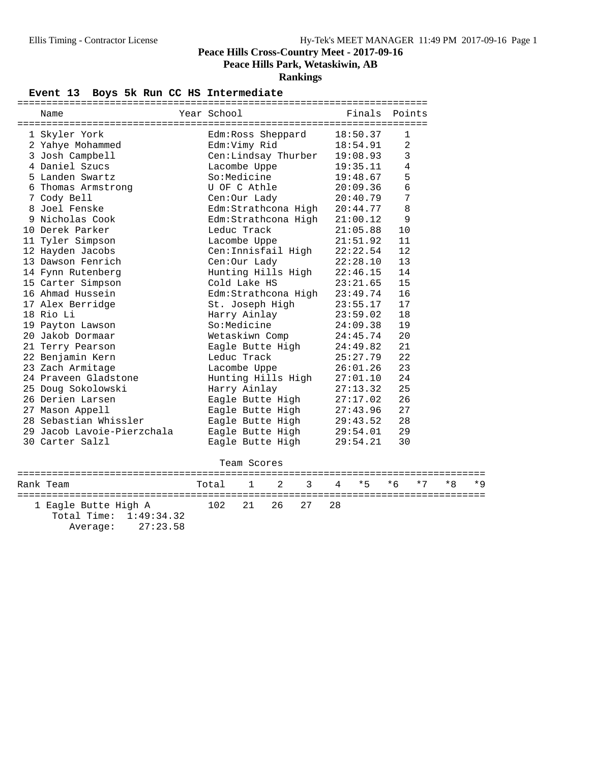# Peace Hills Cross-Country Meet - 2017-09-16

## Peace Hills Park, Wetaskiwin, AB

## Rankings

### Event 13 Boys 5k Run CC HS Intermediate

| | Name | Year | School | Finals | Points |
|---|---|---|---|---|---|
| 1 | Skyler York | | Edm:Ross Sheppard | 18:50.37 | 1 |
| 2 | Yahye Mohammed | | Edm:Vimy Rid | 18:54.91 | 2 |
| 3 | Josh Campbell | | Cen:Lindsay Thurber | 19:08.93 | 3 |
| 4 | Daniel Szucs | | Lacombe Uppe | 19:35.11 | 4 |
| 5 | Landen Swartz | | So:Medicine | 19:48.67 | 5 |
| 6 | Thomas Armstrong | | U OF C Athle | 20:09.36 | 6 |
| 7 | Cody Bell | | Cen:Our Lady | 20:40.79 | 7 |
| 8 | Joel Fenske | | Edm:Strathcona High | 20:44.77 | 8 |
| 9 | Nicholas Cook | | Edm:Strathcona High | 21:00.12 | 9 |
| 10 | Derek Parker | | Leduc Track | 21:05.88 | 10 |
| 11 | Tyler Simpson | | Lacombe Uppe | 21:51.92 | 11 |
| 12 | Hayden Jacobs | | Cen:Innisfail High | 22:22.54 | 12 |
| 13 | Dawson Fenrich | | Cen:Our Lady | 22:28.10 | 13 |
| 14 | Fynn Rutenberg | | Hunting Hills High | 22:46.15 | 14 |
| 15 | Carter Simpson | | Cold Lake HS | 23:21.65 | 15 |
| 16 | Ahmad Hussein | | Edm:Strathcona High | 23:49.74 | 16 |
| 17 | Alex Berridge | | St. Joseph High | 23:55.17 | 17 |
| 18 | Rio Li | | Harry Ainlay | 23:59.02 | 18 |
| 19 | Payton Lawson | | So:Medicine | 24:09.38 | 19 |
| 20 | Jakob Dormaar | | Wetaskiwn Comp | 24:45.74 | 20 |
| 21 | Terry Pearson | | Eagle Butte High | 24:49.82 | 21 |
| 22 | Benjamin Kern | | Leduc Track | 25:27.79 | 22 |
| 23 | Zach Armitage | | Lacombe Uppe | 26:01.26 | 23 |
| 24 | Praveen Gladstone | | Hunting Hills High | 27:01.10 | 24 |
| 25 | Doug Sokolowski | | Harry Ainlay | 27:13.32 | 25 |
| 26 | Derien Larsen | | Eagle Butte High | 27:17.02 | 26 |
| 27 | Mason Appell | | Eagle Butte High | 27:43.96 | 27 |
| 28 | Sebastian Whissler | | Eagle Butte High | 29:43.52 | 28 |
| 29 | Jacob Lavoie-Pierzchala | | Eagle Butte High | 29:54.01 | 29 |
| 30 | Carter Salzl | | Eagle Butte High | 29:54.21 | 30 |

#### Team Scores

| Rank | Team | Total | 1 | 2 | 3 | 4 | *5 | *6 | *7 | *8 | *9 |
|---|---|---|---|---|---|---|---|---|---|---|---|
| 1 | Eagle Butte High A | 102 | 21 | 26 | 27 | 28 | | | | | |
| | Total Time: 1:49:34.32 | | | | | | | | | | |
| | Average: 27:23.58 | | | | | | | | | | |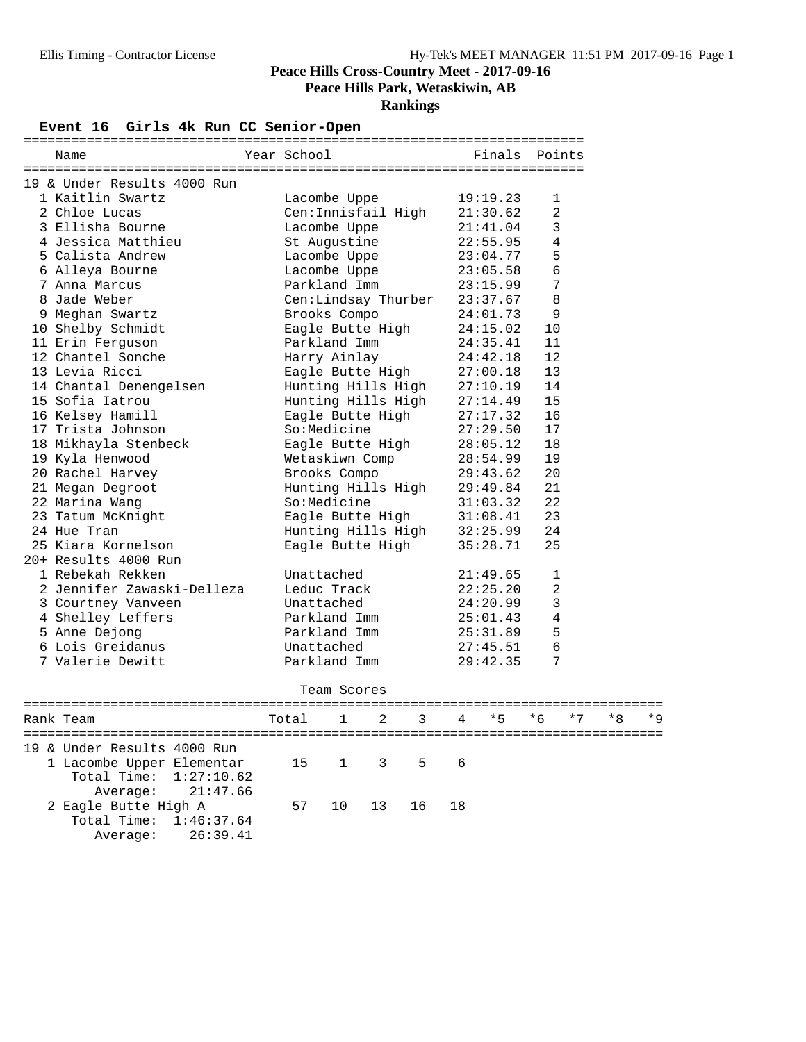# Peace Hills Cross-Country Meet - 2017-09-16

## Peace Hills Park, Wetaskiwin, AB

### Rankings

**Event 16 Girls 4k Run CC Senior-Open**

| Name | Year | School | Finals | Points |
|---|---|---|---|---|
| **19 & Under Results 4000 Run** | | | | |
| 1 Kaitlin Swartz | | Lacombe Uppe | 19:19.23 | 1 |
| 2 Chloe Lucas | | Cen:Innisfail High | 21:30.62 | 2 |
| 3 Ellisha Bourne | | Lacombe Uppe | 21:41.04 | 3 |
| 4 Jessica Matthieu | | St Augustine | 22:55.95 | 4 |
| 5 Calista Andrew | | Lacombe Uppe | 23:04.77 | 5 |
| 6 Alleya Bourne | | Lacombe Uppe | 23:05.58 | 6 |
| 7 Anna Marcus | | Parkland Imm | 23:15.99 | 7 |
| 8 Jade Weber | | Cen:Lindsay Thurber | 23:37.67 | 8 |
| 9 Meghan Swartz | | Brooks Compo | 24:01.73 | 9 |
| 10 Shelby Schmidt | | Eagle Butte High | 24:15.02 | 10 |
| 11 Erin Ferguson | | Parkland Imm | 24:35.41 | 11 |
| 12 Chantel Sonche | | Harry Ainlay | 24:42.18 | 12 |
| 13 Levia Ricci | | Eagle Butte High | 27:00.18 | 13 |
| 14 Chantal Denengelsen | | Hunting Hills High | 27:10.19 | 14 |
| 15 Sofia Iatrou | | Hunting Hills High | 27:14.49 | 15 |
| 16 Kelsey Hamill | | Eagle Butte High | 27:17.32 | 16 |
| 17 Trista Johnson | | So:Medicine | 27:29.50 | 17 |
| 18 Mikhayla Stenbeck | | Eagle Butte High | 28:05.12 | 18 |
| 19 Kyla Henwood | | Wetaskiwn Comp | 28:54.99 | 19 |
| 20 Rachel Harvey | | Brooks Compo | 29:43.62 | 20 |
| 21 Megan Degroot | | Hunting Hills High | 29:49.84 | 21 |
| 22 Marina Wang | | So:Medicine | 31:03.32 | 22 |
| 23 Tatum McKnight | | Eagle Butte High | 31:08.41 | 23 |
| 24 Hue Tran | | Hunting Hills High | 32:25.99 | 24 |
| 25 Kiara Kornelson | | Eagle Butte High | 35:28.71 | 25 |
| **20+ Results 4000 Run** | | | | |
| 1 Rebekah Rekken | | Unattached | 21:49.65 | 1 |
| 2 Jennifer Zawaski-Delleza | | Leduc Track | 22:25.20 | 2 |
| 3 Courtney Vanveen | | Unattached | 24:20.99 | 3 |
| 4 Shelley Leffers | | Parkland Imm | 25:01.43 | 4 |
| 5 Anne Dejong | | Parkland Imm | 25:31.89 | 5 |
| 6 Lois Greidanus | | Unattached | 27:45.51 | 6 |
| 7 Valerie Dewitt | | Parkland Imm | 29:42.35 | 7 |

**Team Scores**

| Rank Team | Total | 1 | 2 | 3 | 4 | *5 | *6 | *7 | *8 | *9 |
|---|---|---|---|---|---|---|---|---|---|---|
| **19 & Under Results 4000 Run** | | | | | | | | | | |
| 1 Lacombe Upper Elementar | 15 | 1 | 3 | 5 | 6 | | | | | |
| Total Time: 1:27:10.62 | | | | | | | | | | |
| Average: 21:47.66 | | | | | | | | | | |
| 2 Eagle Butte High A | 57 | 10 | 13 | 16 | 18 | | | | | |
| Total Time: 1:46:37.64 | | | | | | | | | | |
| Average: 26:39.41 | | | | | | | | | | |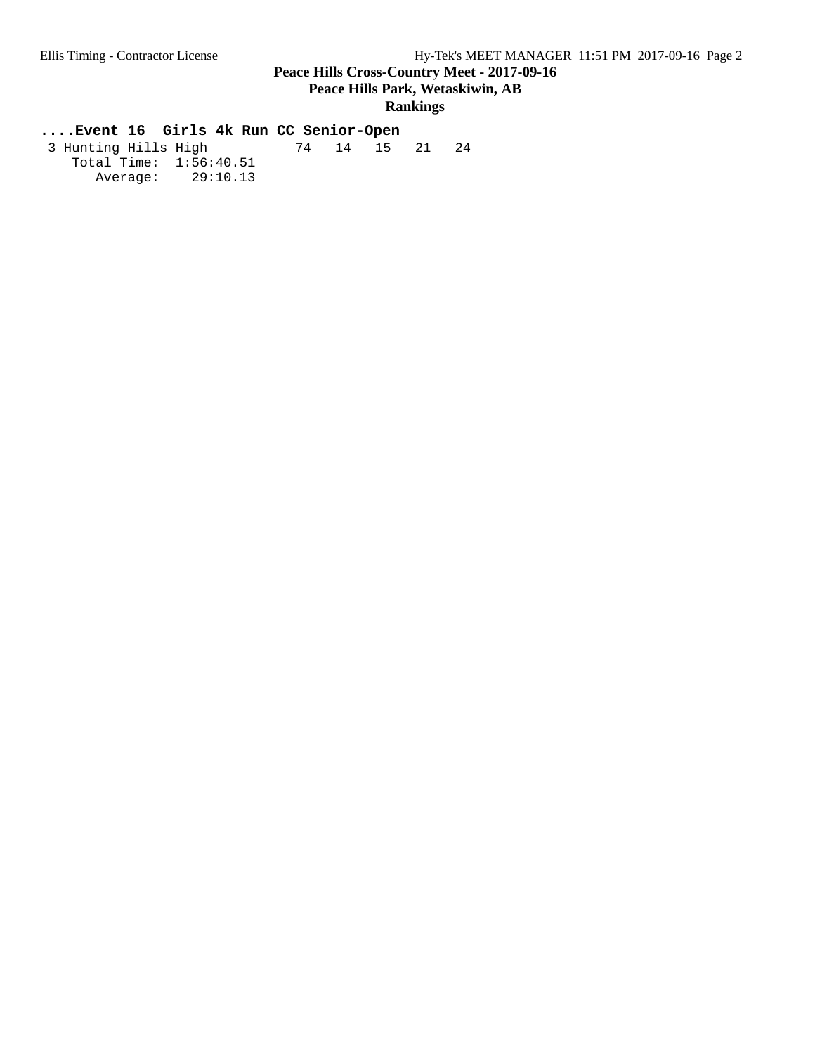**Peace Hills Cross-Country Meet - 2017-09-16**

**Peace Hills Park, Wetaskiwin, AB**

**Rankings**

### ....Event 16  Girls 4k Run CC Senior-Open

```
 3 Hunting Hills High           74   14   15   21   24
    Total Time:  1:56:40.51
       Average:    29:10.13
```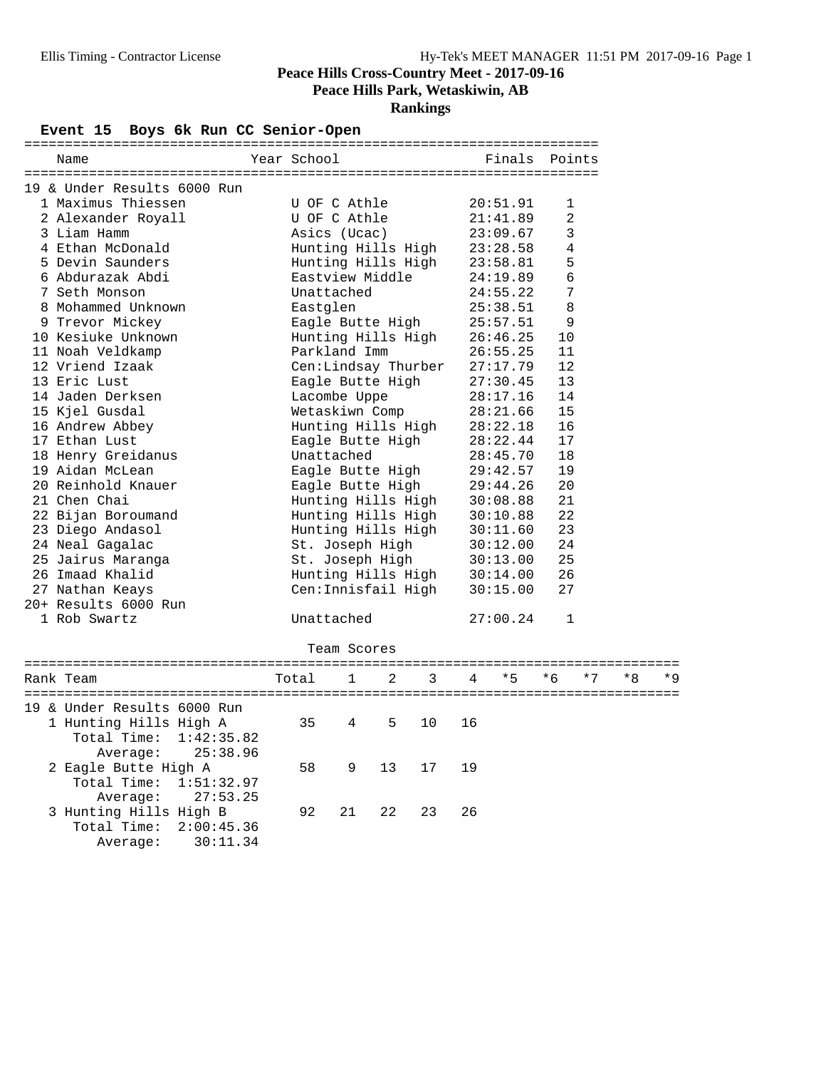**Peace Hills Cross-Country Meet - 2017-09-16**

**Peace Hills Park, Wetaskiwin, AB**

**Rankings**

## Event 15 Boys 6k Run CC Senior-Open

| | Name | Year | School | Finals | Points |
|---|---|---|---|---|---|
| **19 & Under Results 6000 Run** | | | | | |
| 1 | Maximus Thiessen | | U OF C Athle | 20:51.91 | 1 |
| 2 | Alexander Royall | | U OF C Athle | 21:41.89 | 2 |
| 3 | Liam Hamm | | Asics (Ucac) | 23:09.67 | 3 |
| 4 | Ethan McDonald | | Hunting Hills High | 23:28.58 | 4 |
| 5 | Devin Saunders | | Hunting Hills High | 23:58.81 | 5 |
| 6 | Abdurazak Abdi | | Eastview Middle | 24:19.89 | 6 |
| 7 | Seth Monson | | Unattached | 24:55.22 | 7 |
| 8 | Mohammed Unknown | | Eastglen | 25:38.51 | 8 |
| 9 | Trevor Mickey | | Eagle Butte High | 25:57.51 | 9 |
| 10 | Kesiuke Unknown | | Hunting Hills High | 26:46.25 | 10 |
| 11 | Noah Veldkamp | | Parkland Imm | 26:55.25 | 11 |
| 12 | Vriend Izaak | | Cen:Lindsay Thurber | 27:17.79 | 12 |
| 13 | Eric Lust | | Eagle Butte High | 27:30.45 | 13 |
| 14 | Jaden Derksen | | Lacombe Uppe | 28:17.16 | 14 |
| 15 | Kjel Gusdal | | Wetaskiwn Comp | 28:21.66 | 15 |
| 16 | Andrew Abbey | | Hunting Hills High | 28:22.18 | 16 |
| 17 | Ethan Lust | | Eagle Butte High | 28:22.44 | 17 |
| 18 | Henry Greidanus | | Unattached | 28:45.70 | 18 |
| 19 | Aidan McLean | | Eagle Butte High | 29:42.57 | 19 |
| 20 | Reinhold Knauer | | Eagle Butte High | 29:44.26 | 20 |
| 21 | Chen Chai | | Hunting Hills High | 30:08.88 | 21 |
| 22 | Bijan Boroumand | | Hunting Hills High | 30:10.88 | 22 |
| 23 | Diego Andasol | | Hunting Hills High | 30:11.60 | 23 |
| 24 | Neal Gagalac | | St. Joseph High | 30:12.00 | 24 |
| 25 | Jairus Maranga | | St. Joseph High | 30:13.00 | 25 |
| 26 | Imaad Khalid | | Hunting Hills High | 30:14.00 | 26 |
| 27 | Nathan Keays | | Cen:Innisfail High | 30:15.00 | 27 |
| **20+ Results 6000 Run** | | | | | |
| 1 | Rob Swartz | | Unattached | 27:00.24 | 1 |

### Team Scores

| Rank | Team | Total | 1 | 2 | 3 | 4 | *5 | *6 | *7 | *8 | *9 |
|---|---|---|---|---|---|---|---|---|---|---|---|
| **19 & Under Results 6000 Run** | | | | | | | | | | | |
| 1 | Hunting Hills High A | 35 | 4 | 5 | 10 | 16 | | | | | |
| | Total Time: 1:42:35.82 | | | | | | | | | | |
| | Average: 25:38.96 | | | | | | | | | | |
| 2 | Eagle Butte High A | 58 | 9 | 13 | 17 | 19 | | | | | |
| | Total Time: 1:51:32.97 | | | | | | | | | | |
| | Average: 27:53.25 | | | | | | | | | | |
| 3 | Hunting Hills High B | 92 | 21 | 22 | 23 | 26 | | | | | |
| | Total Time: 2:00:45.36 | | | | | | | | | | |
| | Average: 30:11.34 | | | | | | | | | | |